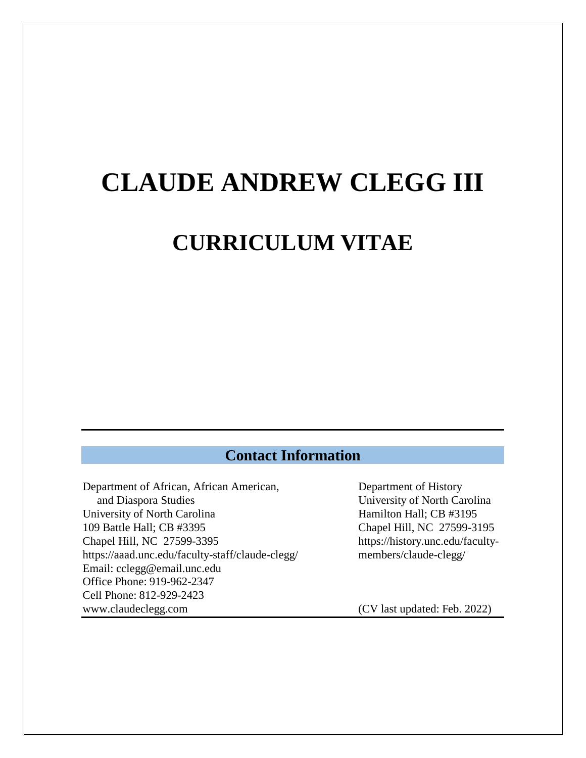# CLAUDE ANDREW CLEGG III

# CURRICULUM VITAE

## Contact Information

Department of African, African American, and Diaspora Studies
University of North Carolina
109 Battle Hall; CB #3395
Chapel Hill, NC 27599-3395
https://aaad.unc.edu/faculty-staff/claude-clegg/
Email: cclegg@email.unc.edu
Office Phone: 919-962-2347
Cell Phone: 812-929-2423
www.claudeclegg.com

Department of History
University of North Carolina
Hamilton Hall; CB #3195
Chapel Hill, NC 27599-3195
https://history.unc.edu/faculty-members/claude-clegg/

(CV last updated: Feb. 2022)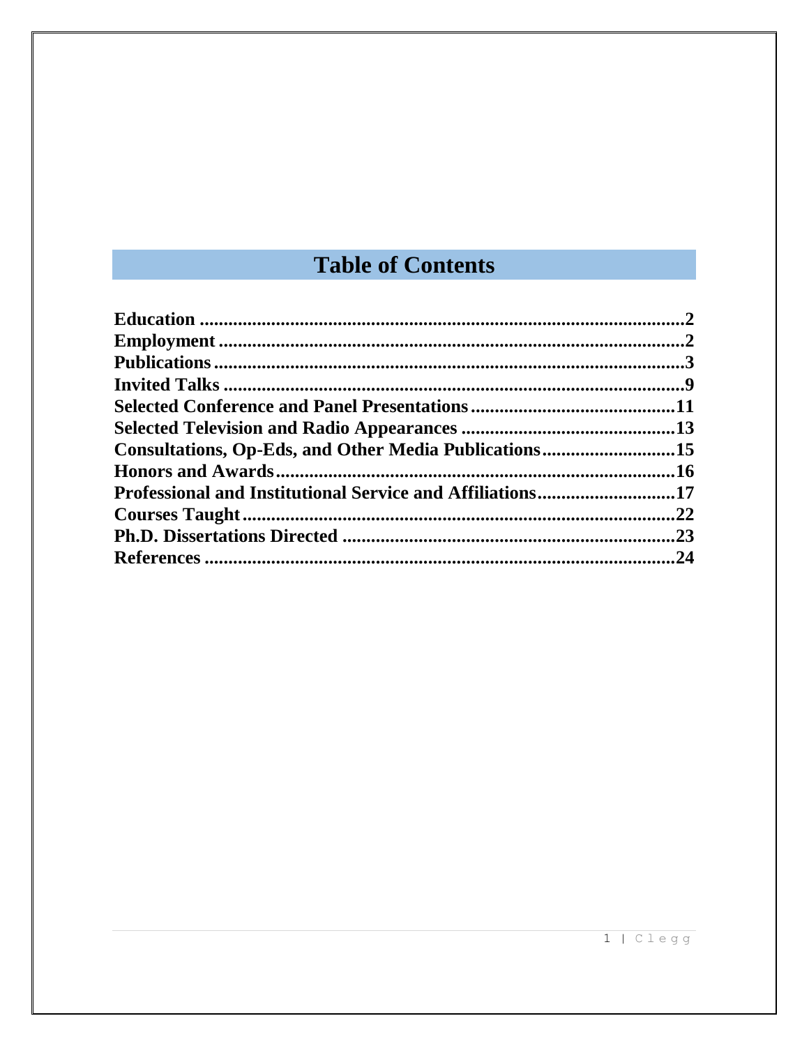# Table of Contents

- Education ..... 2
- Employment ..... 2
- Publications ..... 3
- Invited Talks ..... 9
- Selected Conference and Panel Presentations ..... 11
- Selected Television and Radio Appearances ..... 13
- Consultations, Op-Eds, and Other Media Publications ..... 15
- Honors and Awards ..... 16
- Professional and Institutional Service and Affiliations ..... 17
- Courses Taught ..... 22
- Ph.D. Dissertations Directed ..... 23
- References ..... 24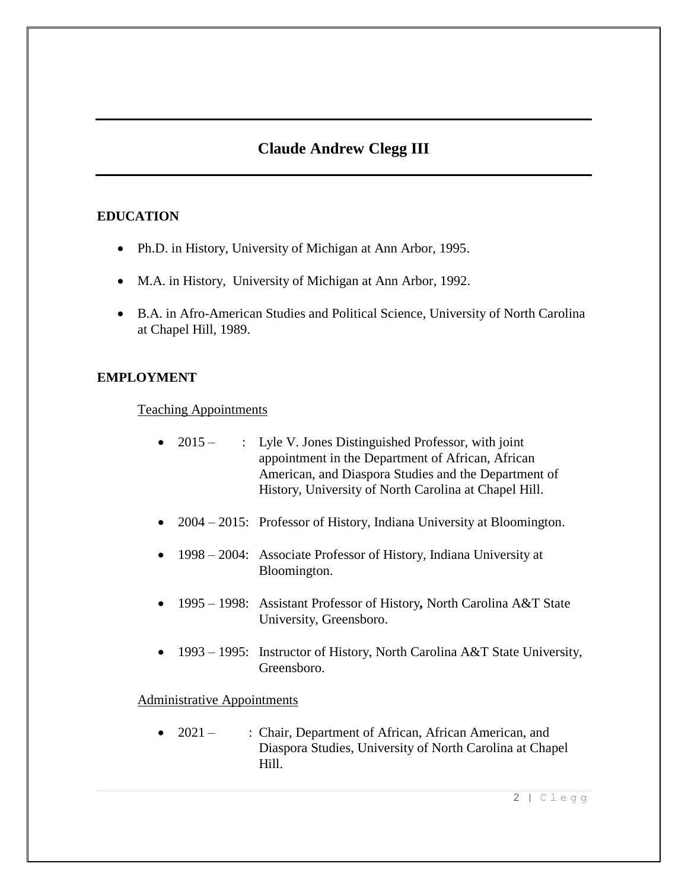# Claude Andrew Clegg III

## EDUCATION

- Ph.D. in History, University of Michigan at Ann Arbor, 1995.
- M.A. in History, University of Michigan at Ann Arbor, 1992.
- B.A. in Afro-American Studies and Political Science, University of North Carolina at Chapel Hill, 1989.

## EMPLOYMENT

Teaching Appointments

- 2015 – : Lyle V. Jones Distinguished Professor, with joint appointment in the Department of African, African American, and Diaspora Studies and the Department of History, University of North Carolina at Chapel Hill.
- 2004 – 2015: Professor of History, Indiana University at Bloomington.
- 1998 – 2004: Associate Professor of History, Indiana University at Bloomington.
- 1995 – 1998: Assistant Professor of History**,** North Carolina A&T State University, Greensboro.
- 1993 – 1995: Instructor of History, North Carolina A&T State University, Greensboro.

Administrative Appointments

- 2021 – : Chair, Department of African, African American, and Diaspora Studies, University of North Carolina at Chapel Hill.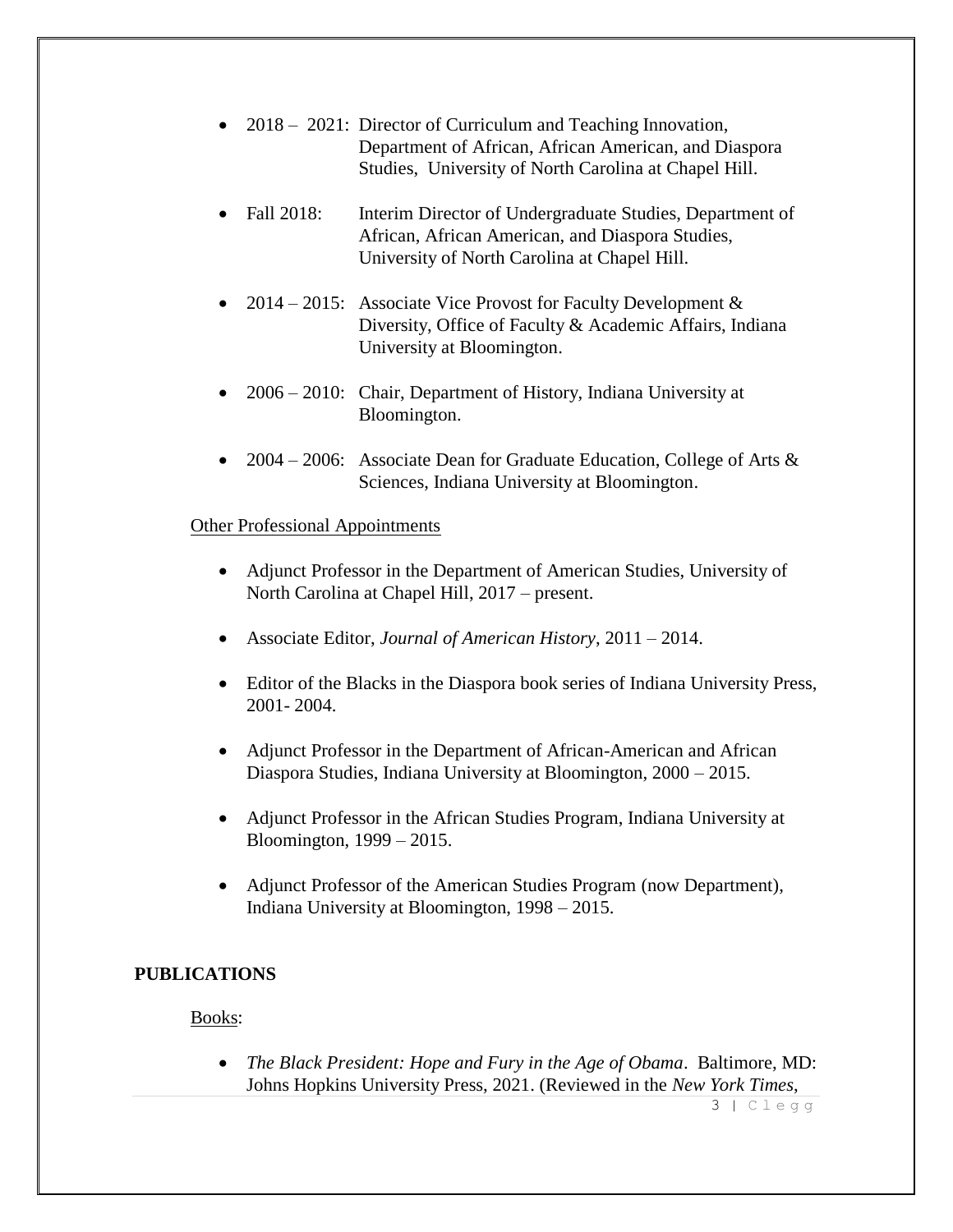- 2018 – 2021: Director of Curriculum and Teaching Innovation, Department of African, African American, and Diaspora Studies, University of North Carolina at Chapel Hill.

- Fall 2018: Interim Director of Undergraduate Studies, Department of African, African American, and Diaspora Studies, University of North Carolina at Chapel Hill.

- 2014 – 2015: Associate Vice Provost for Faculty Development & Diversity, Office of Faculty & Academic Affairs, Indiana University at Bloomington.

- 2006 – 2010: Chair, Department of History, Indiana University at Bloomington.

- 2004 – 2006: Associate Dean for Graduate Education, College of Arts & Sciences, Indiana University at Bloomington.

Other Professional Appointments

- Adjunct Professor in the Department of American Studies, University of North Carolina at Chapel Hill, 2017 – present.

- Associate Editor, *Journal of American History*, 2011 – 2014.

- Editor of the Blacks in the Diaspora book series of Indiana University Press, 2001- 2004.

- Adjunct Professor in the Department of African-American and African Diaspora Studies, Indiana University at Bloomington, 2000 – 2015.

- Adjunct Professor in the African Studies Program, Indiana University at Bloomington, 1999 – 2015.

- Adjunct Professor of the American Studies Program (now Department), Indiana University at Bloomington, 1998 – 2015.

## PUBLICATIONS

Books:

- *The Black President: Hope and Fury in the Age of Obama*. Baltimore, MD: Johns Hopkins University Press, 2021. (Reviewed in the *New York Times*,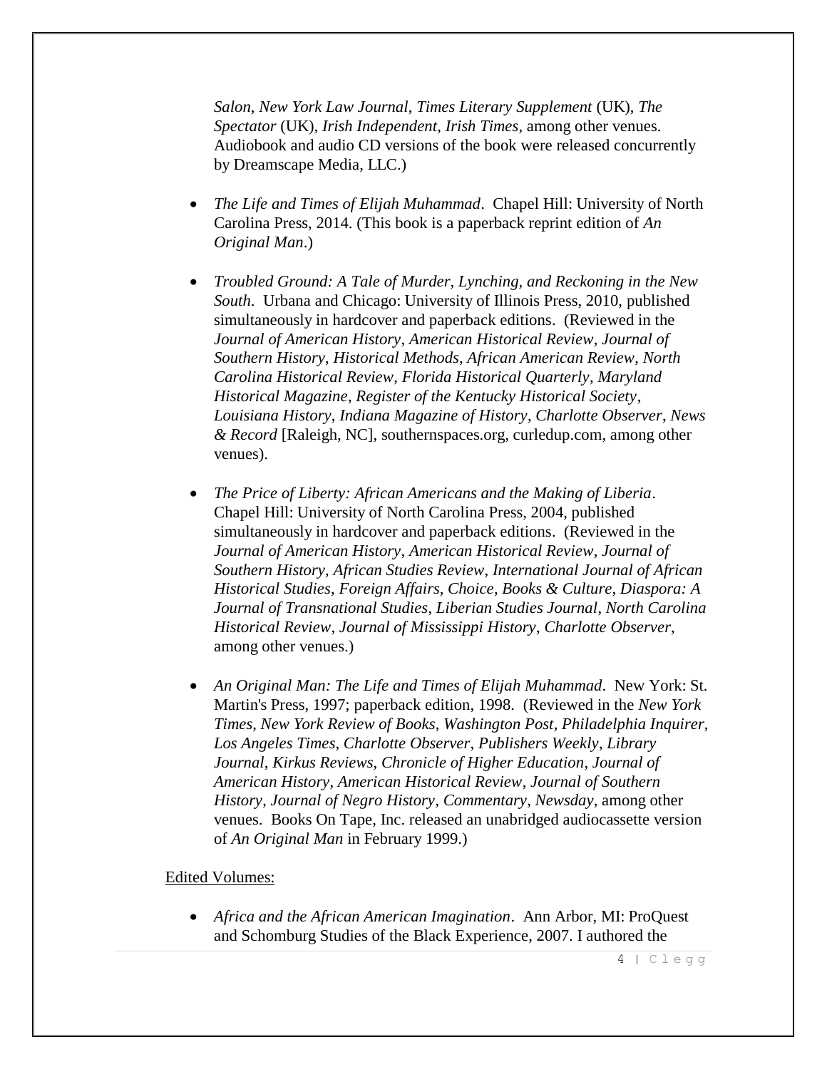*Salon*, *New York Law Journal*, *Times Literary Supplement* (UK), *The Spectator* (UK), *Irish Independent*, *Irish Times*, among other venues. Audiobook and audio CD versions of the book were released concurrently by Dreamscape Media, LLC.)

- *The Life and Times of Elijah Muhammad*. Chapel Hill: University of North Carolina Press, 2014. (This book is a paperback reprint edition of *An Original Man*.)

- *Troubled Ground: A Tale of Murder, Lynching, and Reckoning in the New South*. Urbana and Chicago: University of Illinois Press, 2010, published simultaneously in hardcover and paperback editions. (Reviewed in the *Journal of American History*, *American Historical Review*, *Journal of Southern History*, *Historical Methods*, *African American Review*, *North Carolina Historical Review*, *Florida Historical Quarterly*, *Maryland Historical Magazine*, *Register of the Kentucky Historical Society*, *Louisiana History*, *Indiana Magazine of History*, *Charlotte Observer*, *News & Record* [Raleigh, NC], southernspaces.org, curledup.com, among other venues).

- *The Price of Liberty: African Americans and the Making of Liberia*. Chapel Hill: University of North Carolina Press, 2004, published simultaneously in hardcover and paperback editions. (Reviewed in the *Journal of American History*, *American Historical Review*, *Journal of Southern History*, *African Studies Review*, *International Journal of African Historical Studies*, *Foreign Affairs*, *Choice*, *Books & Culture*, *Diaspora: A Journal of Transnational Studies*, *Liberian Studies Journal*, *North Carolina Historical Review*, *Journal of Mississippi History*, *Charlotte Observer*, among other venues.)

- *An Original Man: The Life and Times of Elijah Muhammad*. New York: St. Martin's Press, 1997; paperback edition, 1998. (Reviewed in the *New York Times*, *New York Review of Books*, *Washington Post*, *Philadelphia Inquirer*, *Los Angeles Times*, *Charlotte Observer*, *Publishers Weekly*, *Library Journal*, *Kirkus Reviews*, *Chronicle of Higher Education*, *Journal of American History*, *American Historical Review*, *Journal of Southern History*, *Journal of Negro History*, *Commentary*, *Newsday*, among other venues. Books On Tape, Inc. released an unabridged audiocassette version of *An Original Man* in February 1999.)

<u>Edited Volumes:</u>

- *Africa and the African American Imagination*. Ann Arbor, MI: ProQuest and Schomburg Studies of the Black Experience, 2007. I authored the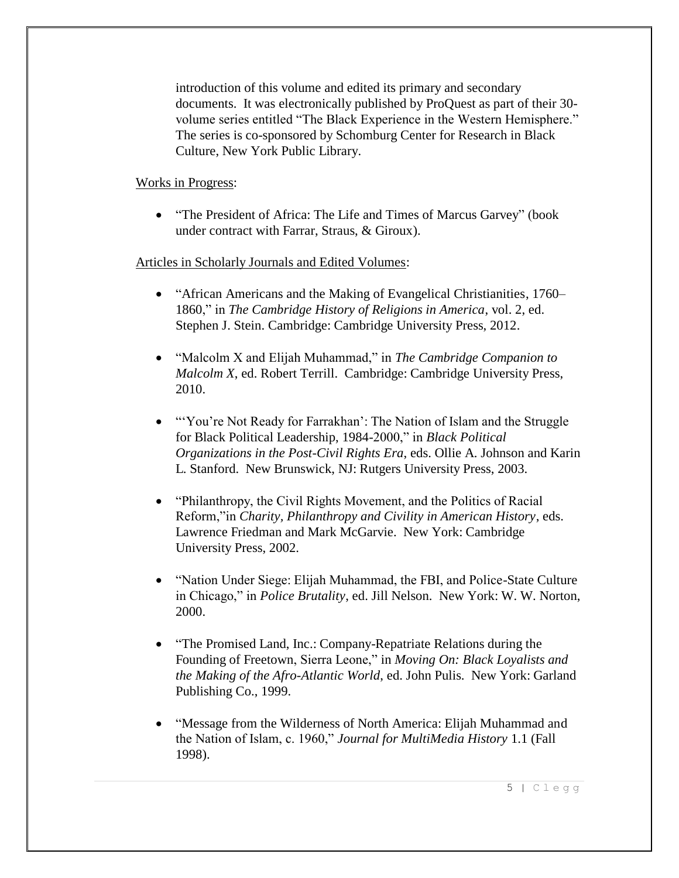introduction of this volume and edited its primary and secondary documents. It was electronically published by ProQuest as part of their 30-volume series entitled "The Black Experience in the Western Hemisphere." The series is co-sponsored by Schomburg Center for Research in Black Culture, New York Public Library.

Works in Progress:

- "The President of Africa: The Life and Times of Marcus Garvey" (book under contract with Farrar, Straus, & Giroux).

Articles in Scholarly Journals and Edited Volumes:

- "African Americans and the Making of Evangelical Christianities, 1760–1860," in *The Cambridge History of Religions in America*, vol. 2, ed. Stephen J. Stein. Cambridge: Cambridge University Press, 2012.

- "Malcolm X and Elijah Muhammad," in *The Cambridge Companion to Malcolm X*, ed. Robert Terrill. Cambridge: Cambridge University Press, 2010.

- "'You're Not Ready for Farrakhan': The Nation of Islam and the Struggle for Black Political Leadership, 1984-2000," in *Black Political Organizations in the Post-Civil Rights Era*, eds. Ollie A. Johnson and Karin L. Stanford. New Brunswick, NJ: Rutgers University Press, 2003.

- "Philanthropy, the Civil Rights Movement, and the Politics of Racial Reform,"in *Charity, Philanthropy and Civility in American History*, eds. Lawrence Friedman and Mark McGarvie. New York: Cambridge University Press, 2002.

- "Nation Under Siege: Elijah Muhammad, the FBI, and Police-State Culture in Chicago," in *Police Brutality*, ed. Jill Nelson. New York: W. W. Norton, 2000.

- "The Promised Land, Inc.: Company-Repatriate Relations during the Founding of Freetown, Sierra Leone," in *Moving On: Black Loyalists and the Making of the Afro-Atlantic World*, ed. John Pulis. New York: Garland Publishing Co., 1999.

- "Message from the Wilderness of North America: Elijah Muhammad and the Nation of Islam, c. 1960," *Journal for MultiMedia History* 1.1 (Fall 1998).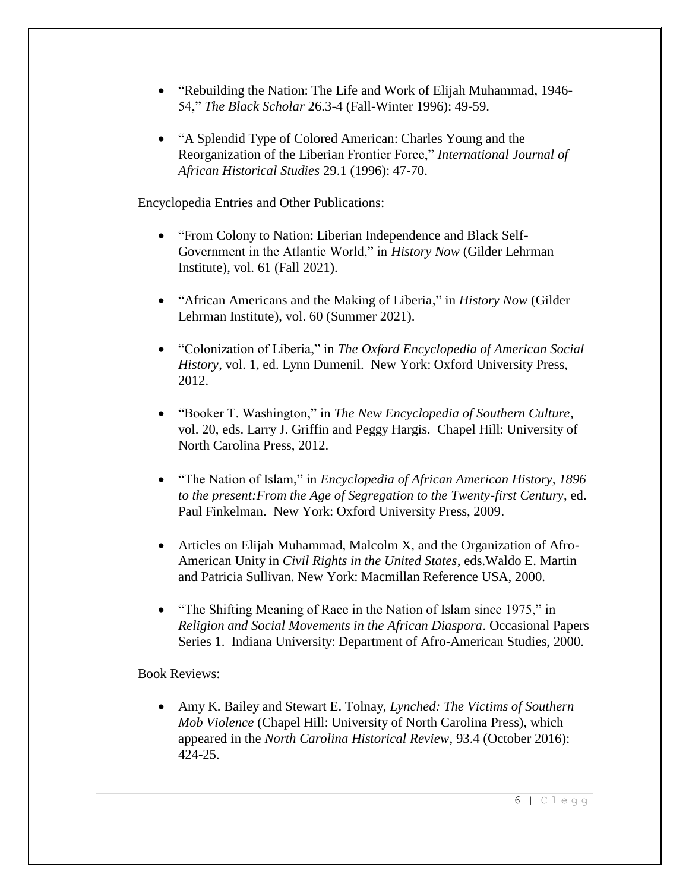- "Rebuilding the Nation: The Life and Work of Elijah Muhammad, 1946-54," *The Black Scholar* 26.3-4 (Fall-Winter 1996): 49-59.

- "A Splendid Type of Colored American: Charles Young and the Reorganization of the Liberian Frontier Force," *International Journal of African Historical Studies* 29.1 (1996): 47-70.

<u>Encyclopedia Entries and Other Publications</u>:

- "From Colony to Nation: Liberian Independence and Black Self-Government in the Atlantic World," in *History Now* (Gilder Lehrman Institute), vol. 61 (Fall 2021).

- "African Americans and the Making of Liberia," in *History Now* (Gilder Lehrman Institute), vol. 60 (Summer 2021).

- "Colonization of Liberia," in *The Oxford Encyclopedia of American Social History*, vol. 1, ed. Lynn Dumenil. New York: Oxford University Press, 2012.

- "Booker T. Washington," in *The New Encyclopedia of Southern Culture*, vol. 20, eds. Larry J. Griffin and Peggy Hargis. Chapel Hill: University of North Carolina Press, 2012.

- "The Nation of Islam," in *Encyclopedia of African American History, 1896 to the present:From the Age of Segregation to the Twenty-first Century*, ed. Paul Finkelman. New York: Oxford University Press, 2009.

- Articles on Elijah Muhammad, Malcolm X, and the Organization of Afro-American Unity in *Civil Rights in the United States*, eds.Waldo E. Martin and Patricia Sullivan. New York: Macmillan Reference USA, 2000.

- "The Shifting Meaning of Race in the Nation of Islam since 1975," in *Religion and Social Movements in the African Diaspora*. Occasional Papers Series 1. Indiana University: Department of Afro-American Studies, 2000.

<u>Book Reviews</u>:

- Amy K. Bailey and Stewart E. Tolnay, *Lynched: The Victims of Southern Mob Violence* (Chapel Hill: University of North Carolina Press), which appeared in the *North Carolina Historical Review*, 93.4 (October 2016): 424-25.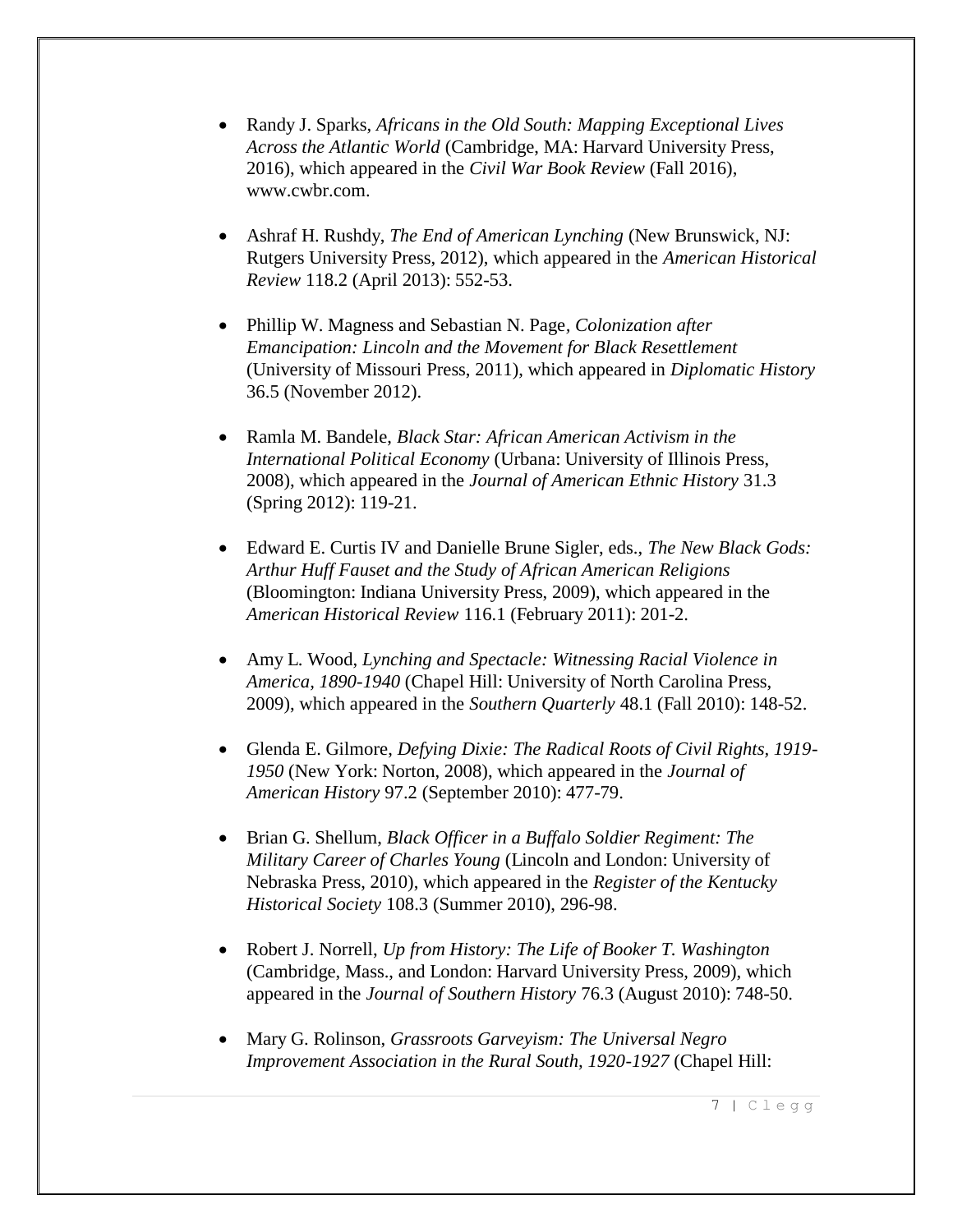- Randy J. Sparks, *Africans in the Old South: Mapping Exceptional Lives Across the Atlantic World* (Cambridge, MA: Harvard University Press, 2016), which appeared in the *Civil War Book Review* (Fall 2016), www.cwbr.com.

- Ashraf H. Rushdy, *The End of American Lynching* (New Brunswick, NJ: Rutgers University Press, 2012), which appeared in the *American Historical Review* 118.2 (April 2013): 552-53.

- Phillip W. Magness and Sebastian N. Page, *Colonization after Emancipation: Lincoln and the Movement for Black Resettlement* (University of Missouri Press, 2011), which appeared in *Diplomatic History* 36.5 (November 2012).

- Ramla M. Bandele, *Black Star: African American Activism in the International Political Economy* (Urbana: University of Illinois Press, 2008), which appeared in the *Journal of American Ethnic History* 31.3 (Spring 2012): 119-21.

- Edward E. Curtis IV and Danielle Brune Sigler, eds., *The New Black Gods: Arthur Huff Fauset and the Study of African American Religions* (Bloomington: Indiana University Press, 2009), which appeared in the *American Historical Review* 116.1 (February 2011): 201-2.

- Amy L. Wood, *Lynching and Spectacle: Witnessing Racial Violence in America, 1890-1940* (Chapel Hill: University of North Carolina Press, 2009), which appeared in the *Southern Quarterly* 48.1 (Fall 2010): 148-52.

- Glenda E. Gilmore, *Defying Dixie: The Radical Roots of Civil Rights, 1919-1950* (New York: Norton, 2008), which appeared in the *Journal of American History* 97.2 (September 2010): 477-79.

- Brian G. Shellum, *Black Officer in a Buffalo Soldier Regiment: The Military Career of Charles Young* (Lincoln and London: University of Nebraska Press, 2010), which appeared in the *Register of the Kentucky Historical Society* 108.3 (Summer 2010), 296-98.

- Robert J. Norrell, *Up from History: The Life of Booker T. Washington* (Cambridge, Mass., and London: Harvard University Press, 2009), which appeared in the *Journal of Southern History* 76.3 (August 2010): 748-50.

- Mary G. Rolinson, *Grassroots Garveyism: The Universal Negro Improvement Association in the Rural South, 1920-1927* (Chapel Hill: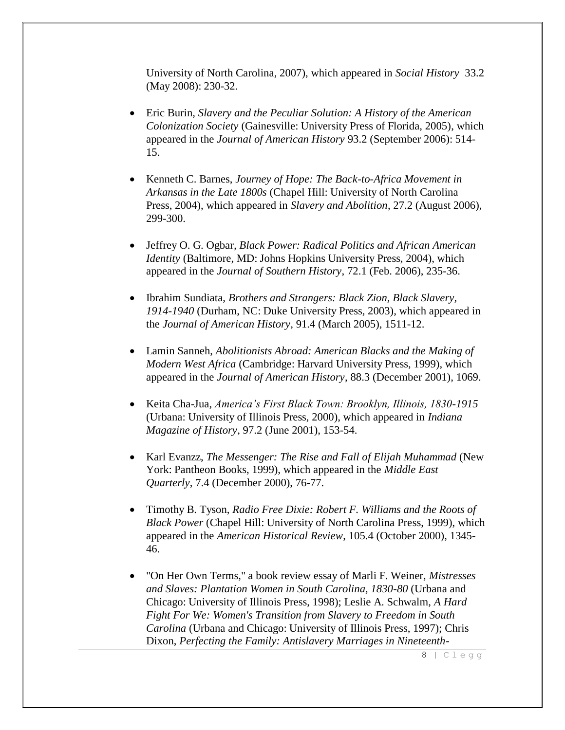University of North Carolina, 2007), which appeared in *Social History* 33.2 (May 2008): 230-32.

- Eric Burin, *Slavery and the Peculiar Solution: A History of the American Colonization Society* (Gainesville: University Press of Florida, 2005), which appeared in the *Journal of American History* 93.2 (September 2006): 514-15.

- Kenneth C. Barnes, *Journey of Hope: The Back-to-Africa Movement in Arkansas in the Late 1800s* (Chapel Hill: University of North Carolina Press, 2004), which appeared in *Slavery and Abolition*, 27.2 (August 2006), 299-300.

- Jeffrey O. G. Ogbar, *Black Power: Radical Politics and African American Identity* (Baltimore, MD: Johns Hopkins University Press, 2004), which appeared in the *Journal of Southern History*, 72.1 (Feb. 2006), 235-36.

- Ibrahim Sundiata, *Brothers and Strangers: Black Zion, Black Slavery, 1914-1940* (Durham, NC: Duke University Press, 2003), which appeared in the *Journal of American History*, 91.4 (March 2005), 1511-12.

- Lamin Sanneh, *Abolitionists Abroad: American Blacks and the Making of Modern West Africa* (Cambridge: Harvard University Press, 1999), which appeared in the *Journal of American History*, 88.3 (December 2001), 1069.

- Keita Cha-Jua, *America's First Black Town: Brooklyn, Illinois, 1830-1915* (Urbana: University of Illinois Press, 2000), which appeared in *Indiana Magazine of History*, 97.2 (June 2001), 153-54.

- Karl Evanzz, *The Messenger: The Rise and Fall of Elijah Muhammad* (New York: Pantheon Books, 1999), which appeared in the *Middle East Quarterly*, 7.4 (December 2000), 76-77.

- Timothy B. Tyson, *Radio Free Dixie: Robert F. Williams and the Roots of Black Power* (Chapel Hill: University of North Carolina Press, 1999), which appeared in the *American Historical Review*, 105.4 (October 2000), 1345-46.

- "On Her Own Terms," a book review essay of Marli F. Weiner, *Mistresses and Slaves: Plantation Women in South Carolina, 1830-80* (Urbana and Chicago: University of Illinois Press, 1998); Leslie A. Schwalm, *A Hard Fight For We: Women's Transition from Slavery to Freedom in South Carolina* (Urbana and Chicago: University of Illinois Press, 1997); Chris Dixon, *Perfecting the Family: Antislavery Marriages in Nineteenth-*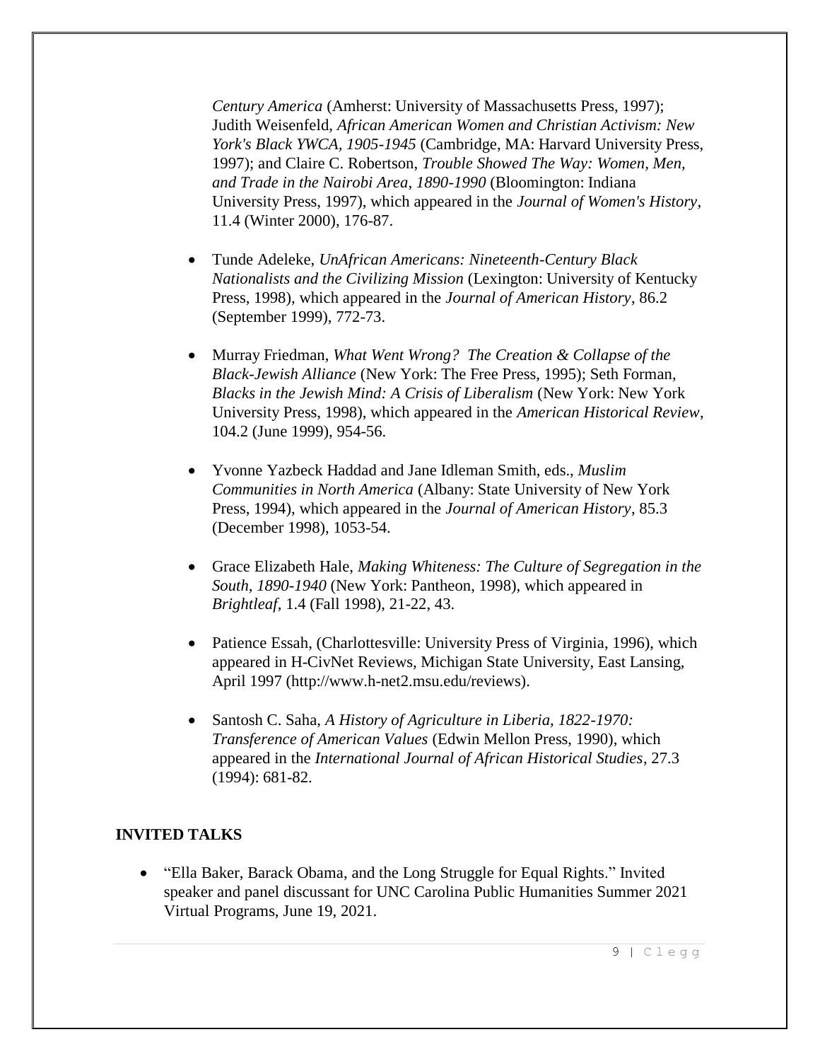*Century America* (Amherst: University of Massachusetts Press, 1997); Judith Weisenfeld, *African American Women and Christian Activism: New York's Black YWCA, 1905-1945* (Cambridge, MA: Harvard University Press, 1997); and Claire C. Robertson, *Trouble Showed The Way: Women, Men, and Trade in the Nairobi Area, 1890-1990* (Bloomington: Indiana University Press, 1997), which appeared in the *Journal of Women's History*, 11.4 (Winter 2000), 176-87.

- Tunde Adeleke, *UnAfrican Americans: Nineteenth-Century Black Nationalists and the Civilizing Mission* (Lexington: University of Kentucky Press, 1998), which appeared in the *Journal of American History*, 86.2 (September 1999), 772-73.

- Murray Friedman, *What Went Wrong? The Creation & Collapse of the Black-Jewish Alliance* (New York: The Free Press, 1995); Seth Forman, *Blacks in the Jewish Mind: A Crisis of Liberalism* (New York: New York University Press, 1998), which appeared in the *American Historical Review*, 104.2 (June 1999), 954-56.

- Yvonne Yazbeck Haddad and Jane Idleman Smith, eds., *Muslim Communities in North America* (Albany: State University of New York Press, 1994), which appeared in the *Journal of American History*, 85.3 (December 1998), 1053-54.

- Grace Elizabeth Hale, *Making Whiteness: The Culture of Segregation in the South, 1890-1940* (New York: Pantheon, 1998), which appeared in *Brightleaf*, 1.4 (Fall 1998), 21-22, 43.

- Patience Essah, (Charlottesville: University Press of Virginia, 1996), which appeared in H-CivNet Reviews, Michigan State University, East Lansing, April 1997 (http://www.h-net2.msu.edu/reviews).

- Santosh C. Saha, *A History of Agriculture in Liberia, 1822-1970: Transference of American Values* (Edwin Mellon Press, 1990), which appeared in the *International Journal of African Historical Studies*, 27.3 (1994): 681-82.

## INVITED TALKS

- "Ella Baker, Barack Obama, and the Long Struggle for Equal Rights." Invited speaker and panel discussant for UNC Carolina Public Humanities Summer 2021 Virtual Programs, June 19, 2021.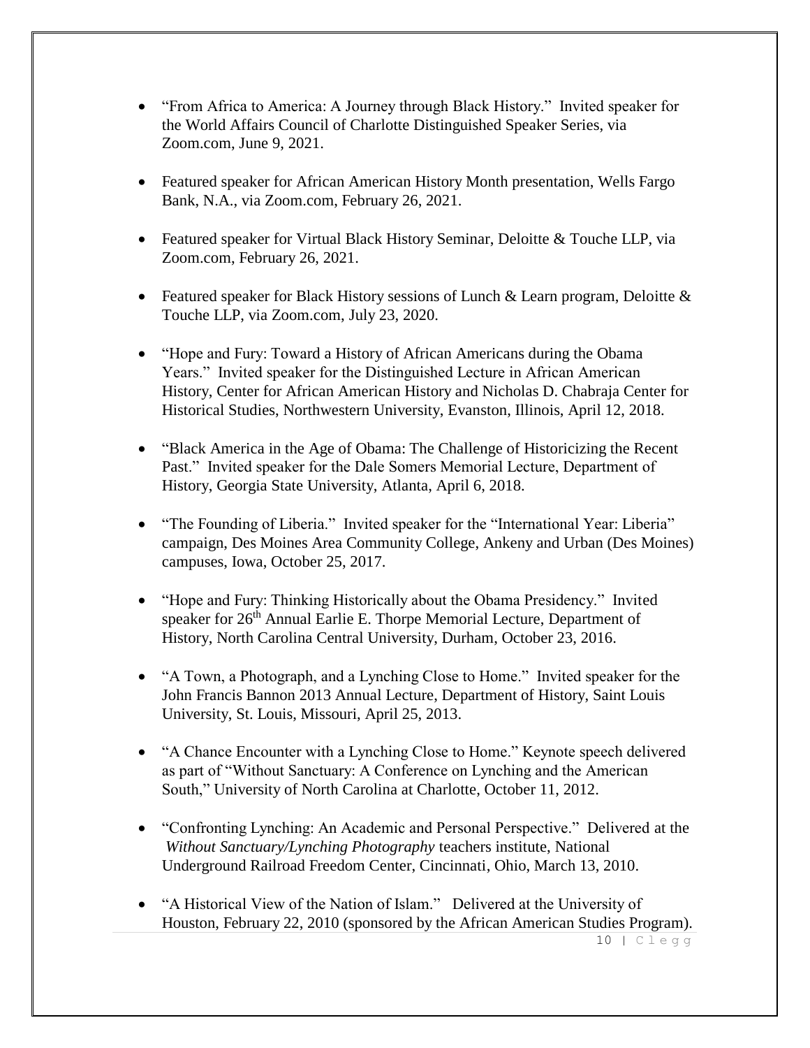- "From Africa to America: A Journey through Black History." Invited speaker for the World Affairs Council of Charlotte Distinguished Speaker Series, via Zoom.com, June 9, 2021.

- Featured speaker for African American History Month presentation, Wells Fargo Bank, N.A., via Zoom.com, February 26, 2021.

- Featured speaker for Virtual Black History Seminar, Deloitte & Touche LLP, via Zoom.com, February 26, 2021.

- Featured speaker for Black History sessions of Lunch & Learn program, Deloitte & Touche LLP, via Zoom.com, July 23, 2020.

- "Hope and Fury: Toward a History of African Americans during the Obama Years." Invited speaker for the Distinguished Lecture in African American History, Center for African American History and Nicholas D. Chabraja Center for Historical Studies, Northwestern University, Evanston, Illinois, April 12, 2018.

- "Black America in the Age of Obama: The Challenge of Historicizing the Recent Past." Invited speaker for the Dale Somers Memorial Lecture, Department of History, Georgia State University, Atlanta, April 6, 2018.

- "The Founding of Liberia." Invited speaker for the "International Year: Liberia" campaign, Des Moines Area Community College, Ankeny and Urban (Des Moines) campuses, Iowa, October 25, 2017.

- "Hope and Fury: Thinking Historically about the Obama Presidency." Invited speaker for 26th Annual Earlie E. Thorpe Memorial Lecture, Department of History, North Carolina Central University, Durham, October 23, 2016.

- "A Town, a Photograph, and a Lynching Close to Home." Invited speaker for the John Francis Bannon 2013 Annual Lecture, Department of History, Saint Louis University, St. Louis, Missouri, April 25, 2013.

- "A Chance Encounter with a Lynching Close to Home." Keynote speech delivered as part of "Without Sanctuary: A Conference on Lynching and the American South," University of North Carolina at Charlotte, October 11, 2012.

- "Confronting Lynching: An Academic and Personal Perspective." Delivered at the *Without Sanctuary/Lynching Photography* teachers institute, National Underground Railroad Freedom Center, Cincinnati, Ohio, March 13, 2010.

- "A Historical View of the Nation of Islam." Delivered at the University of Houston, February 22, 2010 (sponsored by the African American Studies Program).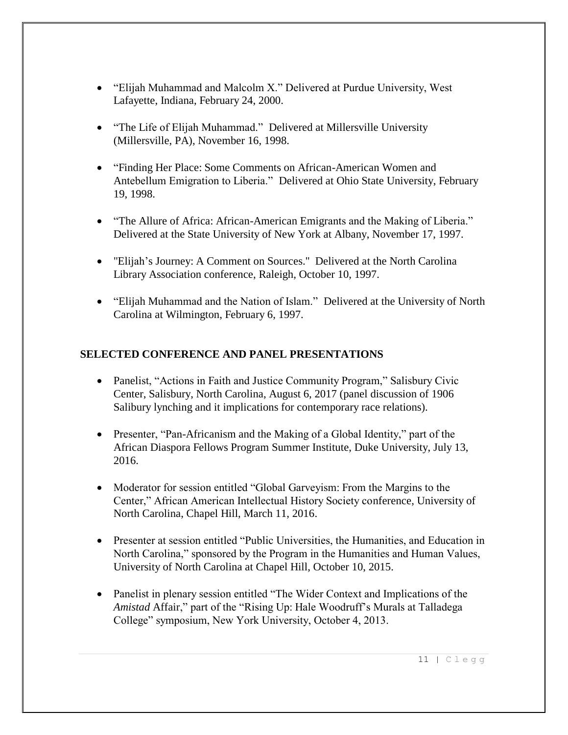- "Elijah Muhammad and Malcolm X." Delivered at Purdue University, West Lafayette, Indiana, February 24, 2000.

- "The Life of Elijah Muhammad." Delivered at Millersville University (Millersville, PA), November 16, 1998.

- "Finding Her Place: Some Comments on African-American Women and Antebellum Emigration to Liberia." Delivered at Ohio State University, February 19, 1998.

- "The Allure of Africa: African-American Emigrants and the Making of Liberia." Delivered at the State University of New York at Albany, November 17, 1997.

- "Elijah's Journey: A Comment on Sources." Delivered at the North Carolina Library Association conference, Raleigh, October 10, 1997.

- "Elijah Muhammad and the Nation of Islam." Delivered at the University of North Carolina at Wilmington, February 6, 1997.

## SELECTED CONFERENCE AND PANEL PRESENTATIONS

- Panelist, "Actions in Faith and Justice Community Program," Salisbury Civic Center, Salisbury, North Carolina, August 6, 2017 (panel discussion of 1906 Salibury lynching and it implications for contemporary race relations).

- Presenter, "Pan-Africanism and the Making of a Global Identity," part of the African Diaspora Fellows Program Summer Institute, Duke University, July 13, 2016.

- Moderator for session entitled "Global Garveyism: From the Margins to the Center," African American Intellectual History Society conference, University of North Carolina, Chapel Hill, March 11, 2016.

- Presenter at session entitled "Public Universities, the Humanities, and Education in North Carolina," sponsored by the Program in the Humanities and Human Values, University of North Carolina at Chapel Hill, October 10, 2015.

- Panelist in plenary session entitled "The Wider Context and Implications of the *Amistad* Affair," part of the "Rising Up: Hale Woodruff's Murals at Talladega College" symposium, New York University, October 4, 2013.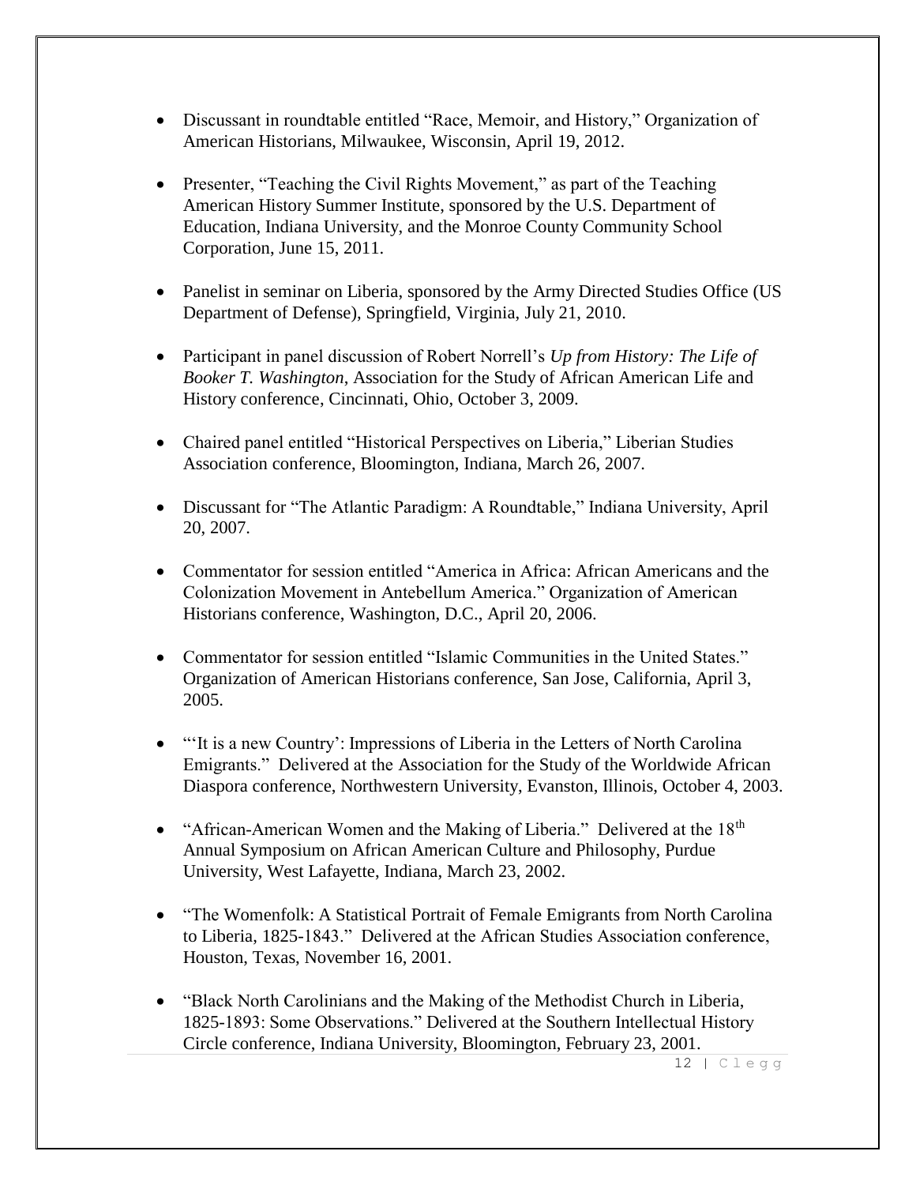- Discussant in roundtable entitled "Race, Memoir, and History," Organization of American Historians, Milwaukee, Wisconsin, April 19, 2012.

- Presenter, "Teaching the Civil Rights Movement," as part of the Teaching American History Summer Institute, sponsored by the U.S. Department of Education, Indiana University, and the Monroe County Community School Corporation, June 15, 2011.

- Panelist in seminar on Liberia, sponsored by the Army Directed Studies Office (US Department of Defense), Springfield, Virginia, July 21, 2010.

- Participant in panel discussion of Robert Norrell's *Up from History: The Life of Booker T. Washington*, Association for the Study of African American Life and History conference, Cincinnati, Ohio, October 3, 2009.

- Chaired panel entitled "Historical Perspectives on Liberia," Liberian Studies Association conference, Bloomington, Indiana, March 26, 2007.

- Discussant for "The Atlantic Paradigm: A Roundtable," Indiana University, April 20, 2007.

- Commentator for session entitled "America in Africa: African Americans and the Colonization Movement in Antebellum America." Organization of American Historians conference, Washington, D.C., April 20, 2006.

- Commentator for session entitled "Islamic Communities in the United States." Organization of American Historians conference, San Jose, California, April 3, 2005.

- "'It is a new Country': Impressions of Liberia in the Letters of North Carolina Emigrants." Delivered at the Association for the Study of the Worldwide African Diaspora conference, Northwestern University, Evanston, Illinois, October 4, 2003.

- "African-American Women and the Making of Liberia." Delivered at the 18th Annual Symposium on African American Culture and Philosophy, Purdue University, West Lafayette, Indiana, March 23, 2002.

- "The Womenfolk: A Statistical Portrait of Female Emigrants from North Carolina to Liberia, 1825-1843." Delivered at the African Studies Association conference, Houston, Texas, November 16, 2001.

- "Black North Carolinians and the Making of the Methodist Church in Liberia, 1825-1893: Some Observations." Delivered at the Southern Intellectual History Circle conference, Indiana University, Bloomington, February 23, 2001.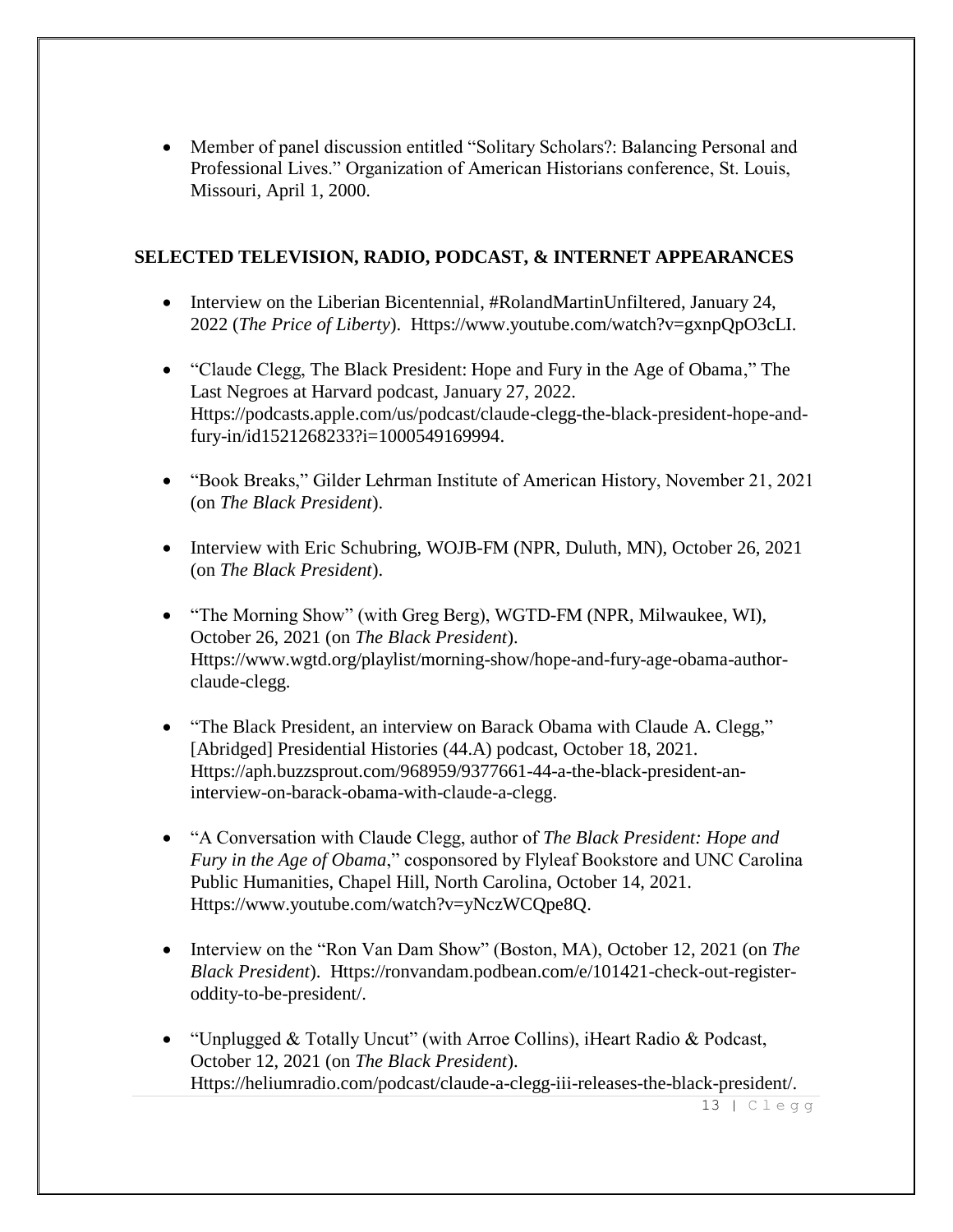- Member of panel discussion entitled "Solitary Scholars?: Balancing Personal and Professional Lives." Organization of American Historians conference, St. Louis, Missouri, April 1, 2000.

## SELECTED TELEVISION, RADIO, PODCAST, & INTERNET APPEARANCES

- Interview on the Liberian Bicentennial, #RolandMartinUnfiltered, January 24, 2022 (*The Price of Liberty*). Https://www.youtube.com/watch?v=gxnpQpO3cLI.

- "Claude Clegg, The Black President: Hope and Fury in the Age of Obama," The Last Negroes at Harvard podcast, January 27, 2022. Https://podcasts.apple.com/us/podcast/claude-clegg-the-black-president-hope-and-fury-in/id1521268233?i=1000549169994.

- "Book Breaks," Gilder Lehrman Institute of American History, November 21, 2021 (on *The Black President*).

- Interview with Eric Schubring, WOJB-FM (NPR, Duluth, MN), October 26, 2021 (on *The Black President*).

- "The Morning Show" (with Greg Berg), WGTD-FM (NPR, Milwaukee, WI), October 26, 2021 (on *The Black President*). Https://www.wgtd.org/playlist/morning-show/hope-and-fury-age-obama-author-claude-clegg.

- "The Black President, an interview on Barack Obama with Claude A. Clegg," [Abridged] Presidential Histories (44.A) podcast, October 18, 2021. Https://aph.buzzsprout.com/968959/9377661-44-a-the-black-president-an-interview-on-barack-obama-with-claude-a-clegg.

- "A Conversation with Claude Clegg, author of *The Black President: Hope and Fury in the Age of Obama*," cosponsored by Flyleaf Bookstore and UNC Carolina Public Humanities, Chapel Hill, North Carolina, October 14, 2021. Https://www.youtube.com/watch?v=yNczWCQpe8Q.

- Interview on the "Ron Van Dam Show" (Boston, MA), October 12, 2021 (on *The Black President*). Https://ronvandam.podbean.com/e/101421-check-out-register-oddity-to-be-president/.

- "Unplugged & Totally Uncut" (with Arroe Collins), iHeart Radio & Podcast, October 12, 2021 (on *The Black President*). Https://heliumradio.com/podcast/claude-a-clegg-iii-releases-the-black-president/.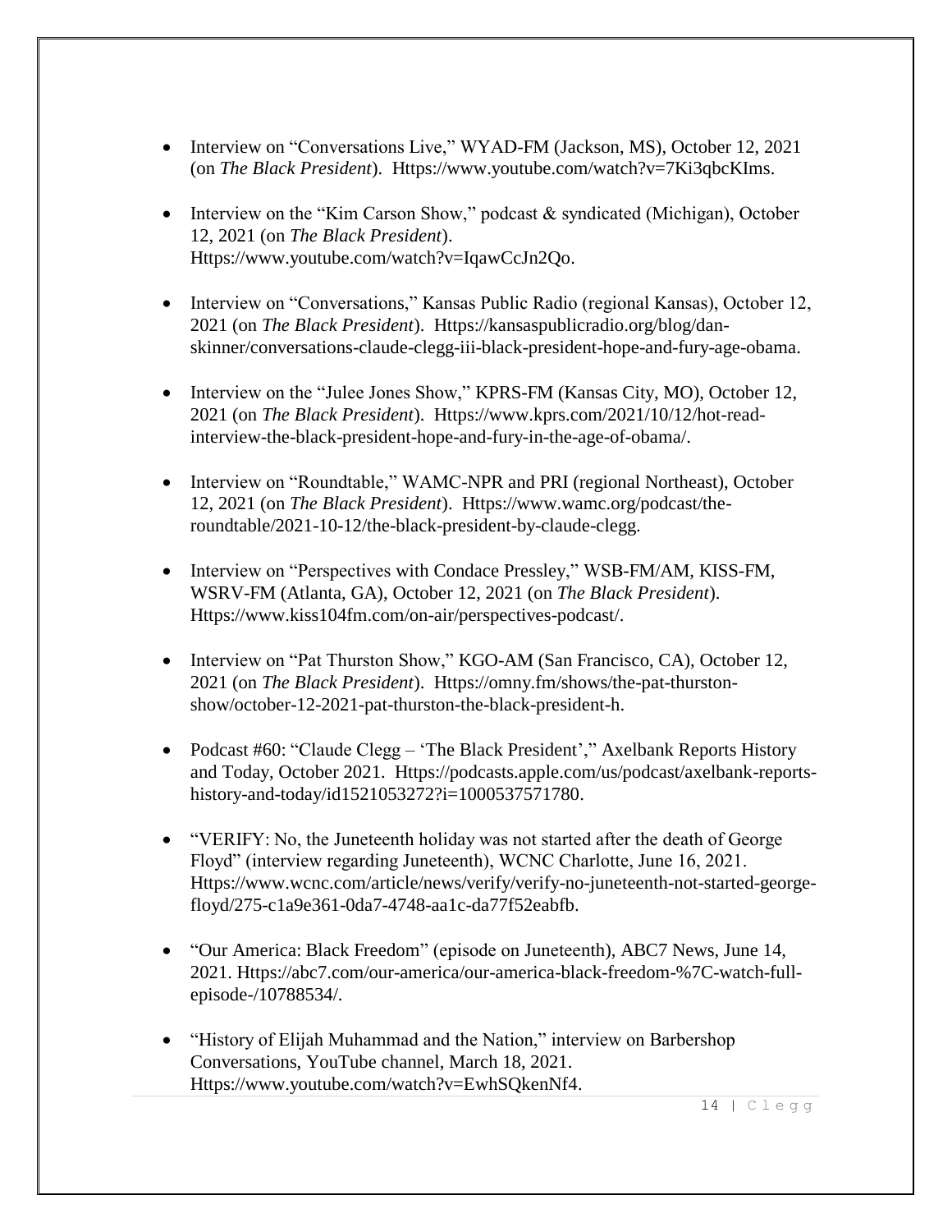- Interview on "Conversations Live," WYAD-FM (Jackson, MS), October 12, 2021 (on *The Black President*). Https://www.youtube.com/watch?v=7Ki3qbcKIms.

- Interview on the "Kim Carson Show," podcast & syndicated (Michigan), October 12, 2021 (on *The Black President*). Https://www.youtube.com/watch?v=IqawCcJn2Qo.

- Interview on "Conversations," Kansas Public Radio (regional Kansas), October 12, 2021 (on *The Black President*). Https://kansaspublicradio.org/blog/dan-skinner/conversations-claude-clegg-iii-black-president-hope-and-fury-age-obama.

- Interview on the "Julee Jones Show," KPRS-FM (Kansas City, MO), October 12, 2021 (on *The Black President*). Https://www.kprs.com/2021/10/12/hot-read-interview-the-black-president-hope-and-fury-in-the-age-of-obama/.

- Interview on "Roundtable," WAMC-NPR and PRI (regional Northeast), October 12, 2021 (on *The Black President*). Https://www.wamc.org/podcast/the-roundtable/2021-10-12/the-black-president-by-claude-clegg.

- Interview on "Perspectives with Condace Pressley," WSB-FM/AM, KISS-FM, WSRV-FM (Atlanta, GA), October 12, 2021 (on *The Black President*). Https://www.kiss104fm.com/on-air/perspectives-podcast/.

- Interview on "Pat Thurston Show," KGO-AM (San Francisco, CA), October 12, 2021 (on *The Black President*). Https://omny.fm/shows/the-pat-thurston-show/october-12-2021-pat-thurston-the-black-president-h.

- Podcast #60: "Claude Clegg – 'The Black President'," Axelbank Reports History and Today, October 2021. Https://podcasts.apple.com/us/podcast/axelbank-reports-history-and-today/id1521053272?i=1000537571780.

- "VERIFY: No, the Juneteenth holiday was not started after the death of George Floyd" (interview regarding Juneteenth), WCNC Charlotte, June 16, 2021. Https://www.wcnc.com/article/news/verify/verify-no-juneteenth-not-started-george-floyd/275-c1a9e361-0da7-4748-aa1c-da77f52eabfb.

- "Our America: Black Freedom" (episode on Juneteenth), ABC7 News, June 14, 2021. Https://abc7.com/our-america/our-america-black-freedom-%7C-watch-full-episode-/10788534/.

- "History of Elijah Muhammad and the Nation," interview on Barbershop Conversations, YouTube channel, March 18, 2021. Https://www.youtube.com/watch?v=EwhSQkenNf4.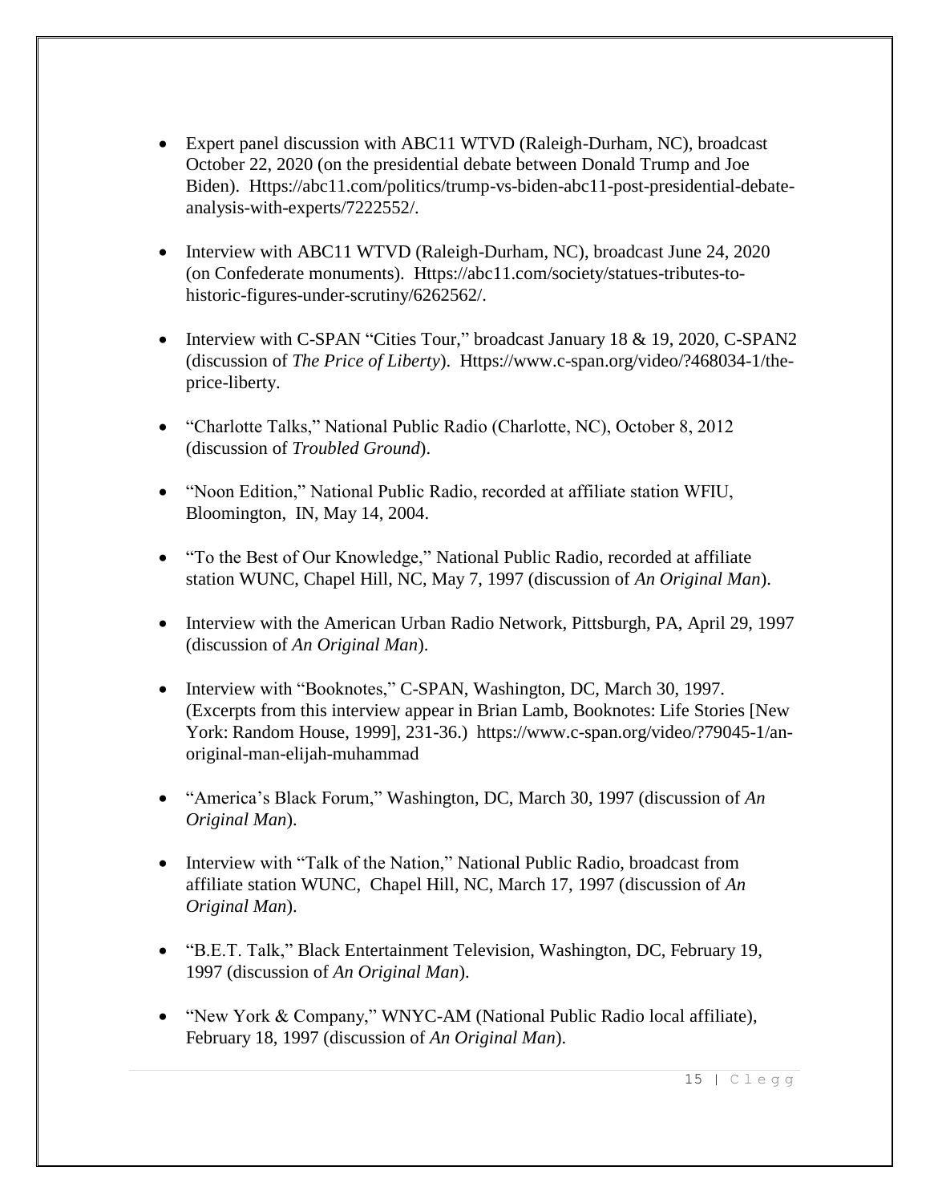- Expert panel discussion with ABC11 WTVD (Raleigh-Durham, NC), broadcast October 22, 2020 (on the presidential debate between Donald Trump and Joe Biden). Https://abc11.com/politics/trump-vs-biden-abc11-post-presidential-debate-analysis-with-experts/7222552/.

- Interview with ABC11 WTVD (Raleigh-Durham, NC), broadcast June 24, 2020 (on Confederate monuments). Https://abc11.com/society/statues-tributes-to-historic-figures-under-scrutiny/6262562/.

- Interview with C-SPAN "Cities Tour," broadcast January 18 & 19, 2020, C-SPAN2 (discussion of *The Price of Liberty*). Https://www.c-span.org/video/?468034-1/the-price-liberty.

- "Charlotte Talks," National Public Radio (Charlotte, NC), October 8, 2012 (discussion of *Troubled Ground*).

- "Noon Edition," National Public Radio, recorded at affiliate station WFIU, Bloomington, IN, May 14, 2004.

- "To the Best of Our Knowledge," National Public Radio, recorded at affiliate station WUNC, Chapel Hill, NC, May 7, 1997 (discussion of *An Original Man*).

- Interview with the American Urban Radio Network, Pittsburgh, PA, April 29, 1997 (discussion of *An Original Man*).

- Interview with "Booknotes," C-SPAN, Washington, DC, March 30, 1997. (Excerpts from this interview appear in Brian Lamb, Booknotes: Life Stories [New York: Random House, 1999], 231-36.) https://www.c-span.org/video/?79045-1/an-original-man-elijah-muhammad

- "America's Black Forum," Washington, DC, March 30, 1997 (discussion of *An Original Man*).

- Interview with "Talk of the Nation," National Public Radio, broadcast from affiliate station WUNC, Chapel Hill, NC, March 17, 1997 (discussion of *An Original Man*).

- "B.E.T. Talk," Black Entertainment Television, Washington, DC, February 19, 1997 (discussion of *An Original Man*).

- "New York & Company," WNYC-AM (National Public Radio local affiliate), February 18, 1997 (discussion of *An Original Man*).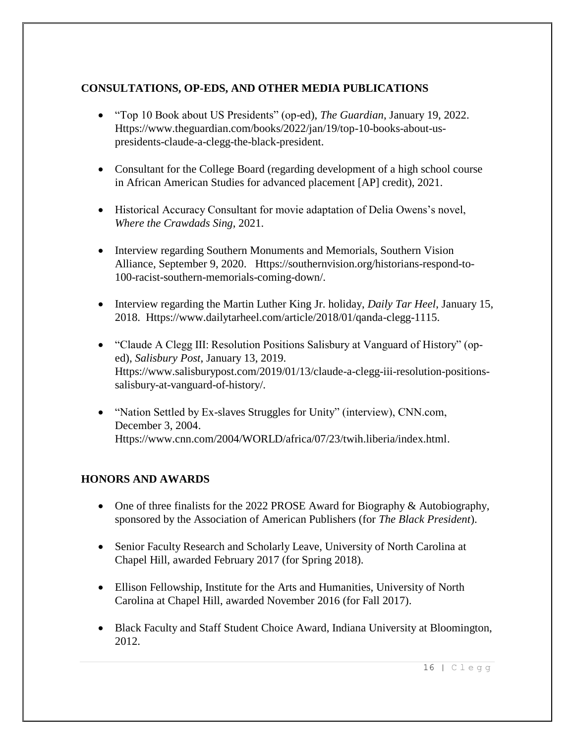## CONSULTATIONS, OP-EDS, AND OTHER MEDIA PUBLICATIONS

- "Top 10 Book about US Presidents" (op-ed), *The Guardian*, January 19, 2022. Https://www.theguardian.com/books/2022/jan/19/top-10-books-about-us-presidents-claude-a-clegg-the-black-president.

- Consultant for the College Board (regarding development of a high school course in African American Studies for advanced placement [AP] credit), 2021.

- Historical Accuracy Consultant for movie adaptation of Delia Owens's novel, *Where the Crawdads Sing*, 2021.

- Interview regarding Southern Monuments and Memorials, Southern Vision Alliance, September 9, 2020. Https://southernvision.org/historians-respond-to-100-racist-southern-memorials-coming-down/.

- Interview regarding the Martin Luther King Jr. holiday, *Daily Tar Heel*, January 15, 2018. Https://www.dailytarheel.com/article/2018/01/qanda-clegg-1115.

- "Claude A Clegg III: Resolution Positions Salisbury at Vanguard of History" (op-ed), *Salisbury Post*, January 13, 2019. Https://www.salisburypost.com/2019/01/13/claude-a-clegg-iii-resolution-positions-salisbury-at-vanguard-of-history/.

- "Nation Settled by Ex-slaves Struggles for Unity" (interview), CNN.com, December 3, 2004. Https://www.cnn.com/2004/WORLD/africa/07/23/twih.liberia/index.html.

## HONORS AND AWARDS

- One of three finalists for the 2022 PROSE Award for Biography & Autobiography, sponsored by the Association of American Publishers (for *The Black President*).

- Senior Faculty Research and Scholarly Leave, University of North Carolina at Chapel Hill, awarded February 2017 (for Spring 2018).

- Ellison Fellowship, Institute for the Arts and Humanities, University of North Carolina at Chapel Hill, awarded November 2016 (for Fall 2017).

- Black Faculty and Staff Student Choice Award, Indiana University at Bloomington, 2012.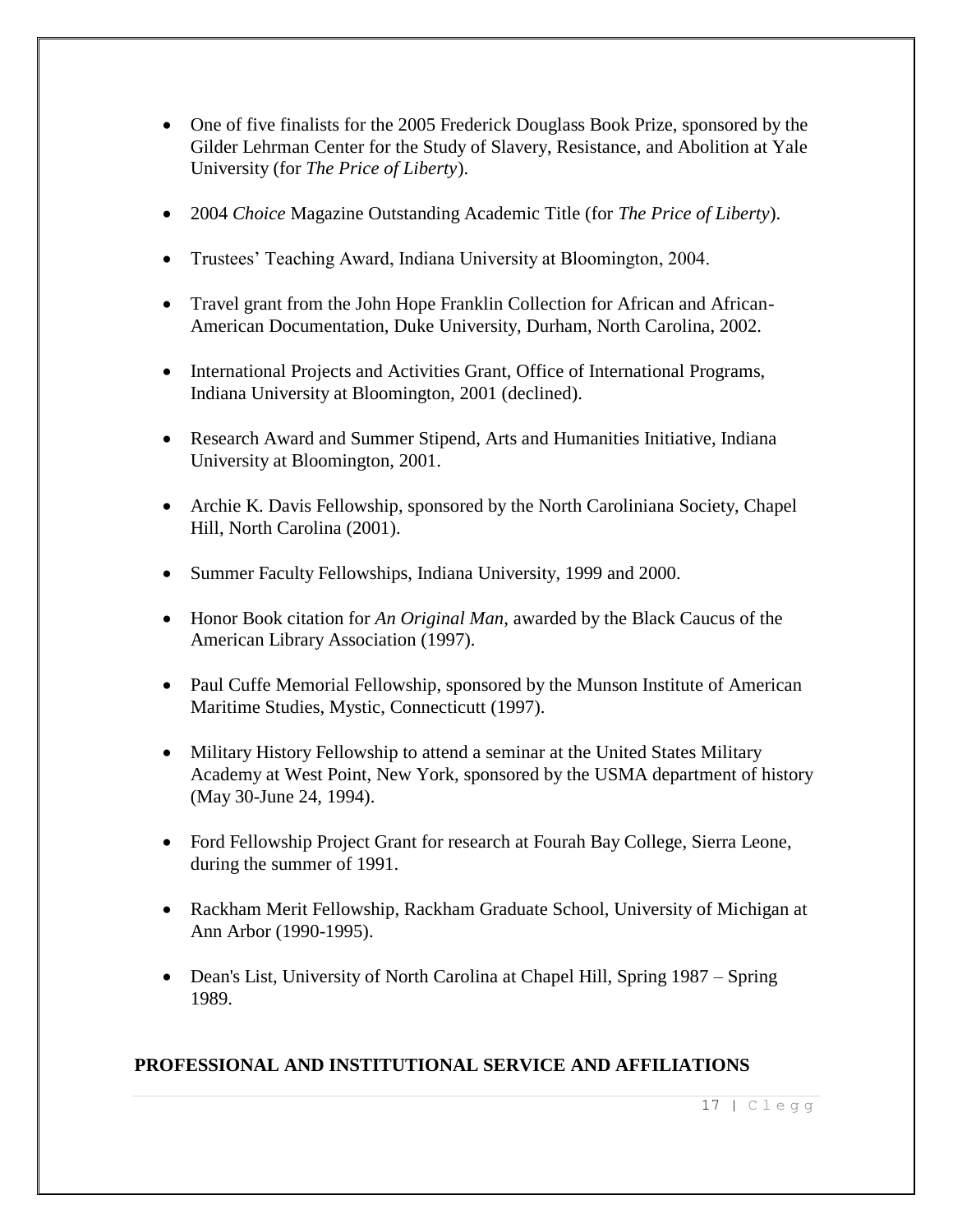- One of five finalists for the 2005 Frederick Douglass Book Prize, sponsored by the Gilder Lehrman Center for the Study of Slavery, Resistance, and Abolition at Yale University (for *The Price of Liberty*).

- 2004 *Choice* Magazine Outstanding Academic Title (for *The Price of Liberty*).

- Trustees' Teaching Award, Indiana University at Bloomington, 2004.

- Travel grant from the John Hope Franklin Collection for African and African-American Documentation, Duke University, Durham, North Carolina, 2002.

- International Projects and Activities Grant, Office of International Programs, Indiana University at Bloomington, 2001 (declined).

- Research Award and Summer Stipend, Arts and Humanities Initiative, Indiana University at Bloomington, 2001.

- Archie K. Davis Fellowship, sponsored by the North Caroliniana Society, Chapel Hill, North Carolina (2001).

- Summer Faculty Fellowships, Indiana University, 1999 and 2000.

- Honor Book citation for *An Original Man*, awarded by the Black Caucus of the American Library Association (1997).

- Paul Cuffe Memorial Fellowship, sponsored by the Munson Institute of American Maritime Studies, Mystic, Connecticutt (1997).

- Military History Fellowship to attend a seminar at the United States Military Academy at West Point, New York, sponsored by the USMA department of history (May 30-June 24, 1994).

- Ford Fellowship Project Grant for research at Fourah Bay College, Sierra Leone, during the summer of 1991.

- Rackham Merit Fellowship, Rackham Graduate School, University of Michigan at Ann Arbor (1990-1995).

- Dean's List, University of North Carolina at Chapel Hill, Spring 1987 – Spring 1989.

## PROFESSIONAL AND INSTITUTIONAL SERVICE AND AFFILIATIONS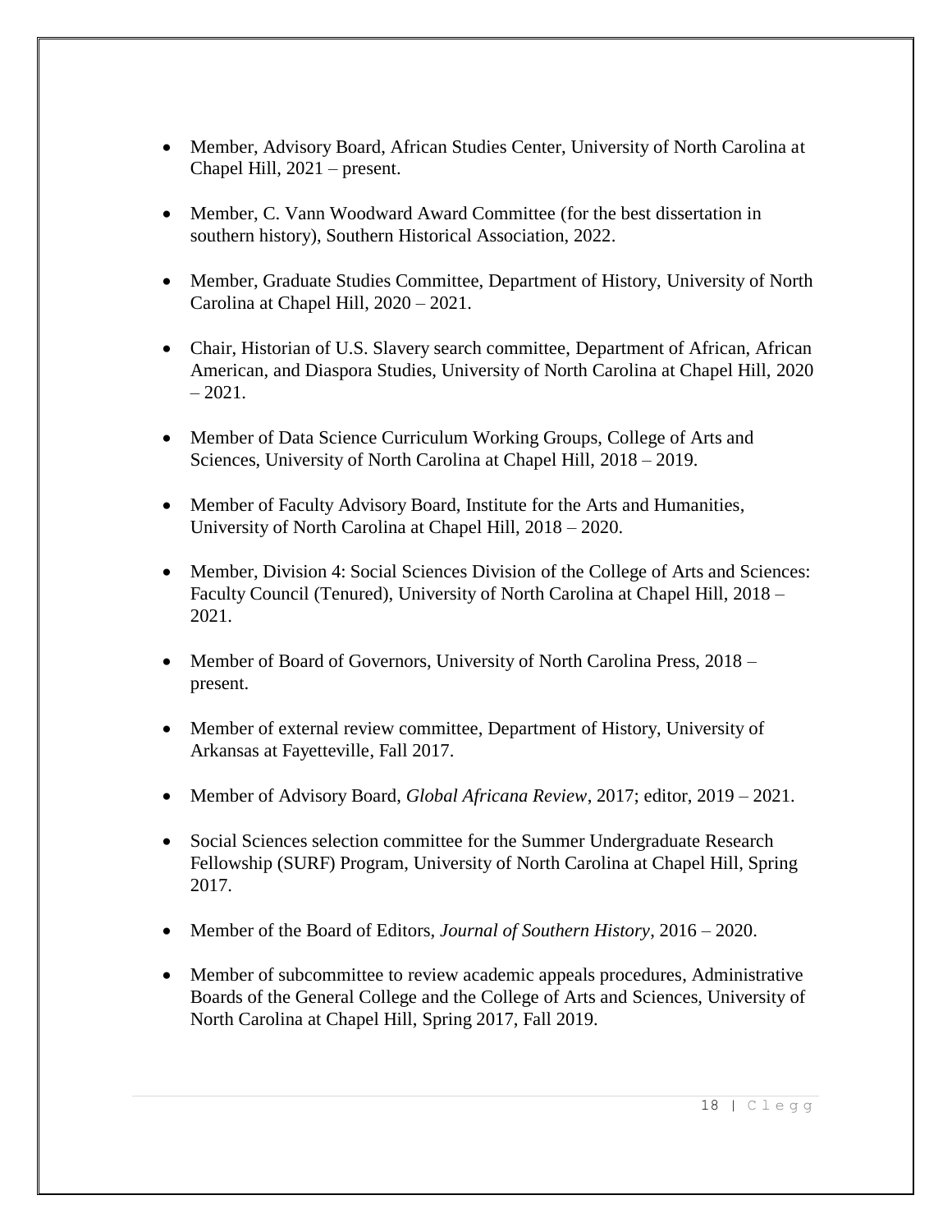- Member, Advisory Board, African Studies Center, University of North Carolina at Chapel Hill, 2021 – present.

- Member, C. Vann Woodward Award Committee (for the best dissertation in southern history), Southern Historical Association, 2022.

- Member, Graduate Studies Committee, Department of History, University of North Carolina at Chapel Hill, 2020 – 2021.

- Chair, Historian of U.S. Slavery search committee, Department of African, African American, and Diaspora Studies, University of North Carolina at Chapel Hill, 2020 – 2021.

- Member of Data Science Curriculum Working Groups, College of Arts and Sciences, University of North Carolina at Chapel Hill, 2018 – 2019.

- Member of Faculty Advisory Board, Institute for the Arts and Humanities, University of North Carolina at Chapel Hill, 2018 – 2020.

- Member, Division 4: Social Sciences Division of the College of Arts and Sciences: Faculty Council (Tenured), University of North Carolina at Chapel Hill, 2018 – 2021.

- Member of Board of Governors, University of North Carolina Press, 2018 – present.

- Member of external review committee, Department of History, University of Arkansas at Fayetteville, Fall 2017.

- Member of Advisory Board, *Global Africana Review*, 2017; editor, 2019 – 2021.

- Social Sciences selection committee for the Summer Undergraduate Research Fellowship (SURF) Program, University of North Carolina at Chapel Hill, Spring 2017.

- Member of the Board of Editors, *Journal of Southern History*, 2016 – 2020.

- Member of subcommittee to review academic appeals procedures, Administrative Boards of the General College and the College of Arts and Sciences, University of North Carolina at Chapel Hill, Spring 2017, Fall 2019.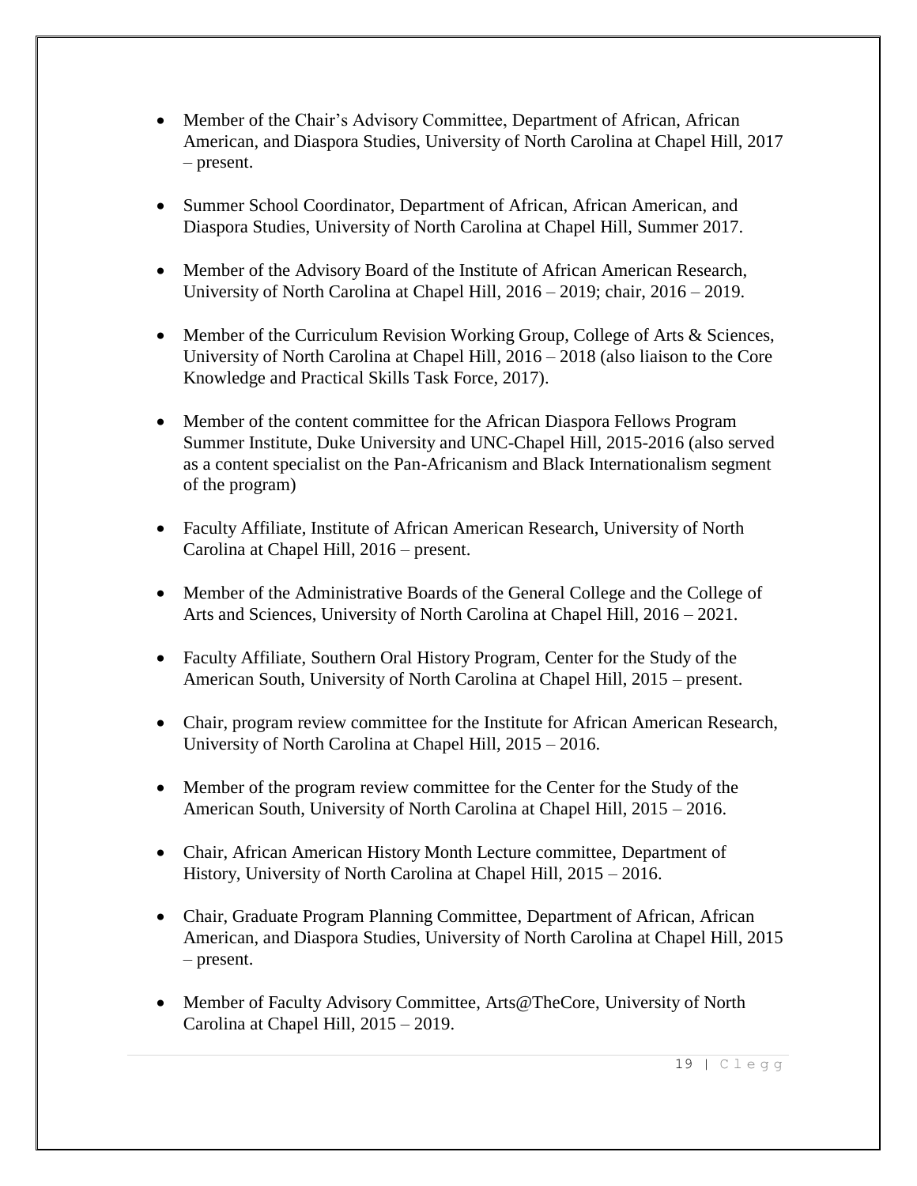- Member of the Chair's Advisory Committee, Department of African, African American, and Diaspora Studies, University of North Carolina at Chapel Hill, 2017 – present.

- Summer School Coordinator, Department of African, African American, and Diaspora Studies, University of North Carolina at Chapel Hill, Summer 2017.

- Member of the Advisory Board of the Institute of African American Research, University of North Carolina at Chapel Hill, 2016 – 2019; chair, 2016 – 2019.

- Member of the Curriculum Revision Working Group, College of Arts & Sciences, University of North Carolina at Chapel Hill, 2016 – 2018 (also liaison to the Core Knowledge and Practical Skills Task Force, 2017).

- Member of the content committee for the African Diaspora Fellows Program Summer Institute, Duke University and UNC-Chapel Hill, 2015-2016 (also served as a content specialist on the Pan-Africanism and Black Internationalism segment of the program)

- Faculty Affiliate, Institute of African American Research, University of North Carolina at Chapel Hill, 2016 – present.

- Member of the Administrative Boards of the General College and the College of Arts and Sciences, University of North Carolina at Chapel Hill, 2016 – 2021.

- Faculty Affiliate, Southern Oral History Program, Center for the Study of the American South, University of North Carolina at Chapel Hill, 2015 – present.

- Chair, program review committee for the Institute for African American Research, University of North Carolina at Chapel Hill, 2015 – 2016.

- Member of the program review committee for the Center for the Study of the American South, University of North Carolina at Chapel Hill, 2015 – 2016.

- Chair, African American History Month Lecture committee, Department of History, University of North Carolina at Chapel Hill, 2015 – 2016.

- Chair, Graduate Program Planning Committee, Department of African, African American, and Diaspora Studies, University of North Carolina at Chapel Hill, 2015 – present.

- Member of Faculty Advisory Committee, Arts@TheCore, University of North Carolina at Chapel Hill, 2015 – 2019.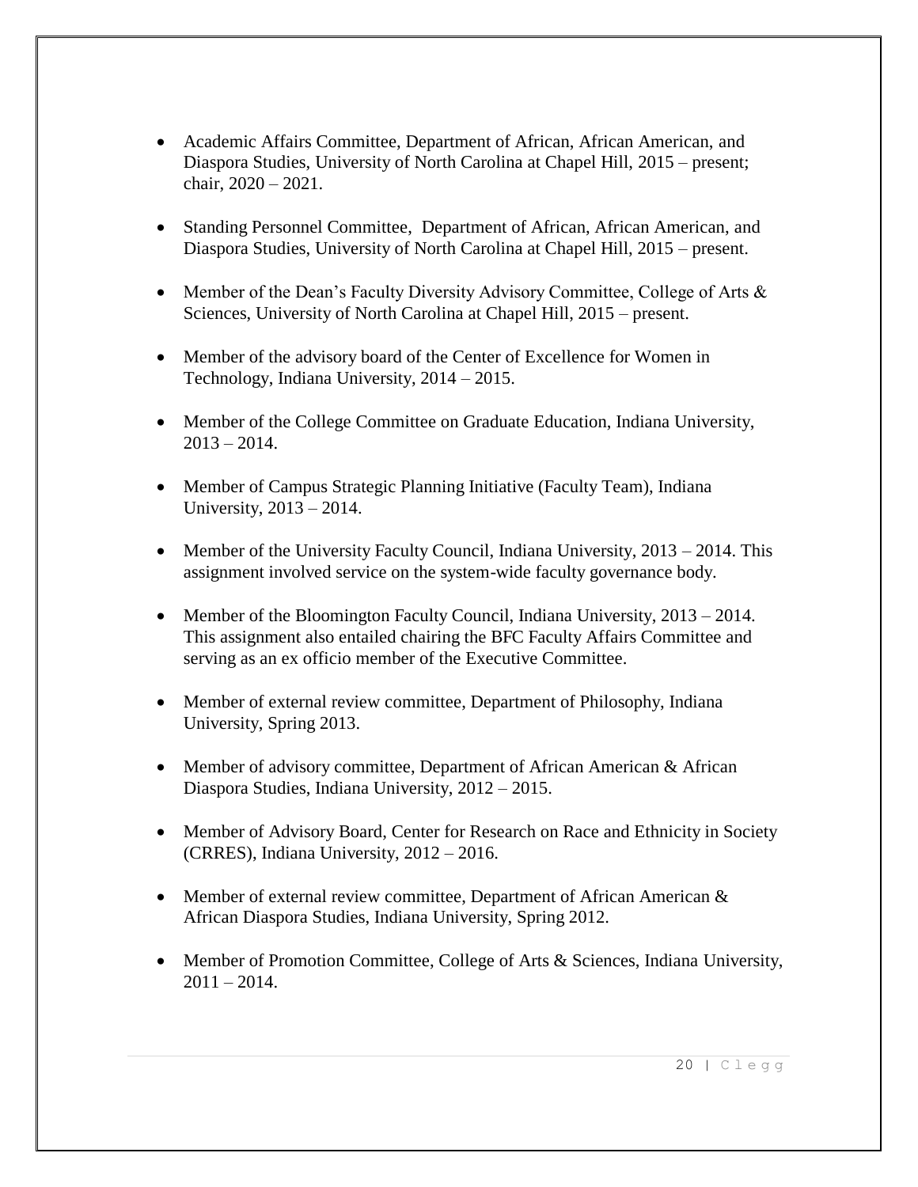- Academic Affairs Committee, Department of African, African American, and Diaspora Studies, University of North Carolina at Chapel Hill, 2015 – present; chair, 2020 – 2021.

- Standing Personnel Committee, Department of African, African American, and Diaspora Studies, University of North Carolina at Chapel Hill, 2015 – present.

- Member of the Dean's Faculty Diversity Advisory Committee, College of Arts & Sciences, University of North Carolina at Chapel Hill, 2015 – present.

- Member of the advisory board of the Center of Excellence for Women in Technology, Indiana University, 2014 – 2015.

- Member of the College Committee on Graduate Education, Indiana University, 2013 – 2014.

- Member of Campus Strategic Planning Initiative (Faculty Team), Indiana University, 2013 – 2014.

- Member of the University Faculty Council, Indiana University, 2013 – 2014. This assignment involved service on the system-wide faculty governance body.

- Member of the Bloomington Faculty Council, Indiana University, 2013 – 2014. This assignment also entailed chairing the BFC Faculty Affairs Committee and serving as an ex officio member of the Executive Committee.

- Member of external review committee, Department of Philosophy, Indiana University, Spring 2013.

- Member of advisory committee, Department of African American & African Diaspora Studies, Indiana University, 2012 – 2015.

- Member of Advisory Board, Center for Research on Race and Ethnicity in Society (CRRES), Indiana University, 2012 – 2016.

- Member of external review committee, Department of African American & African Diaspora Studies, Indiana University, Spring 2012.

- Member of Promotion Committee, College of Arts & Sciences, Indiana University, 2011 – 2014.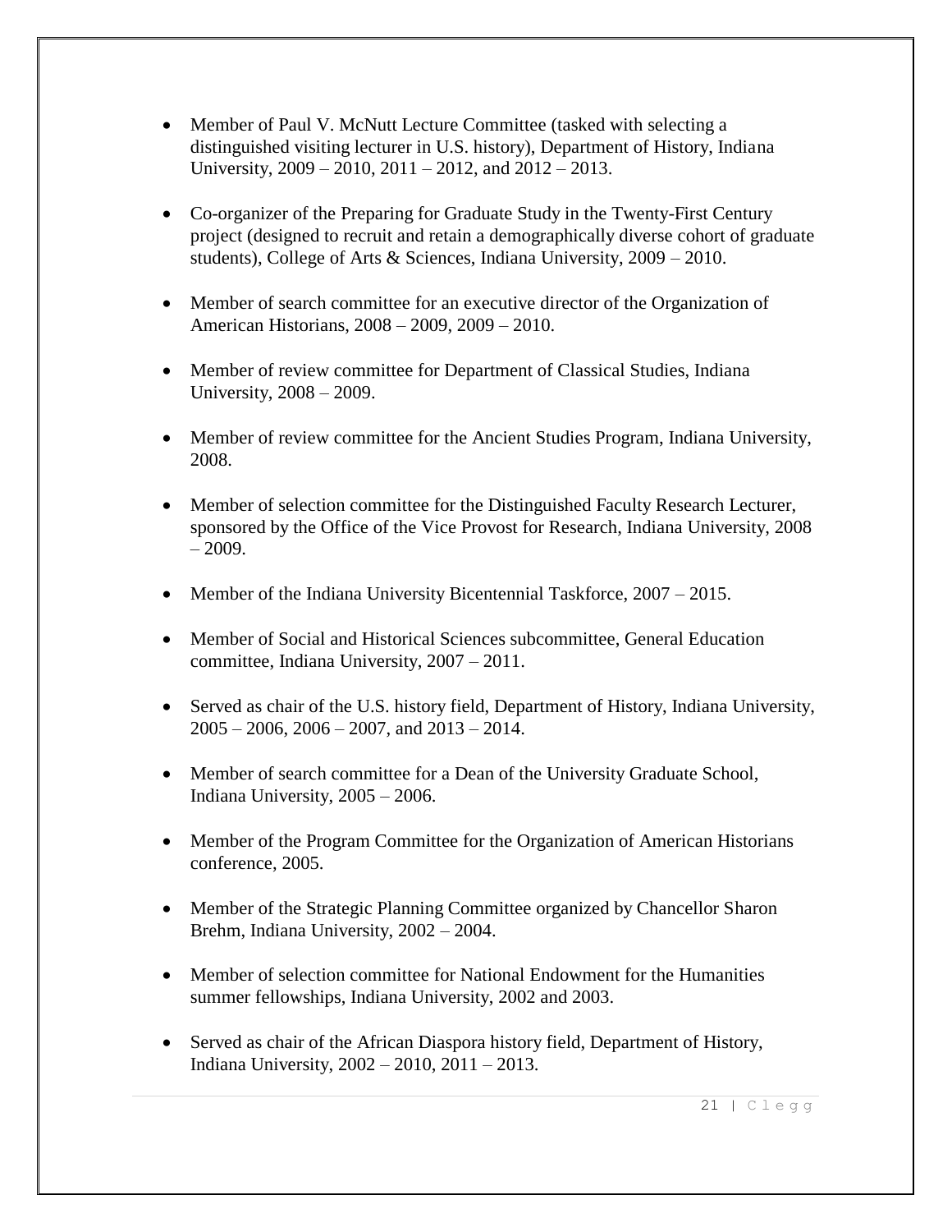- Member of Paul V. McNutt Lecture Committee (tasked with selecting a distinguished visiting lecturer in U.S. history), Department of History, Indiana University, 2009 – 2010, 2011 – 2012, and 2012 – 2013.

- Co-organizer of the Preparing for Graduate Study in the Twenty-First Century project (designed to recruit and retain a demographically diverse cohort of graduate students), College of Arts & Sciences, Indiana University, 2009 – 2010.

- Member of search committee for an executive director of the Organization of American Historians, 2008 – 2009, 2009 – 2010.

- Member of review committee for Department of Classical Studies, Indiana University, 2008 – 2009.

- Member of review committee for the Ancient Studies Program, Indiana University, 2008.

- Member of selection committee for the Distinguished Faculty Research Lecturer, sponsored by the Office of the Vice Provost for Research, Indiana University, 2008 – 2009.

- Member of the Indiana University Bicentennial Taskforce, 2007 – 2015.

- Member of Social and Historical Sciences subcommittee, General Education committee, Indiana University, 2007 – 2011.

- Served as chair of the U.S. history field, Department of History, Indiana University, 2005 – 2006, 2006 – 2007, and 2013 – 2014.

- Member of search committee for a Dean of the University Graduate School, Indiana University, 2005 – 2006.

- Member of the Program Committee for the Organization of American Historians conference, 2005.

- Member of the Strategic Planning Committee organized by Chancellor Sharon Brehm, Indiana University, 2002 – 2004.

- Member of selection committee for National Endowment for the Humanities summer fellowships, Indiana University, 2002 and 2003.

- Served as chair of the African Diaspora history field, Department of History, Indiana University, 2002 – 2010, 2011 – 2013.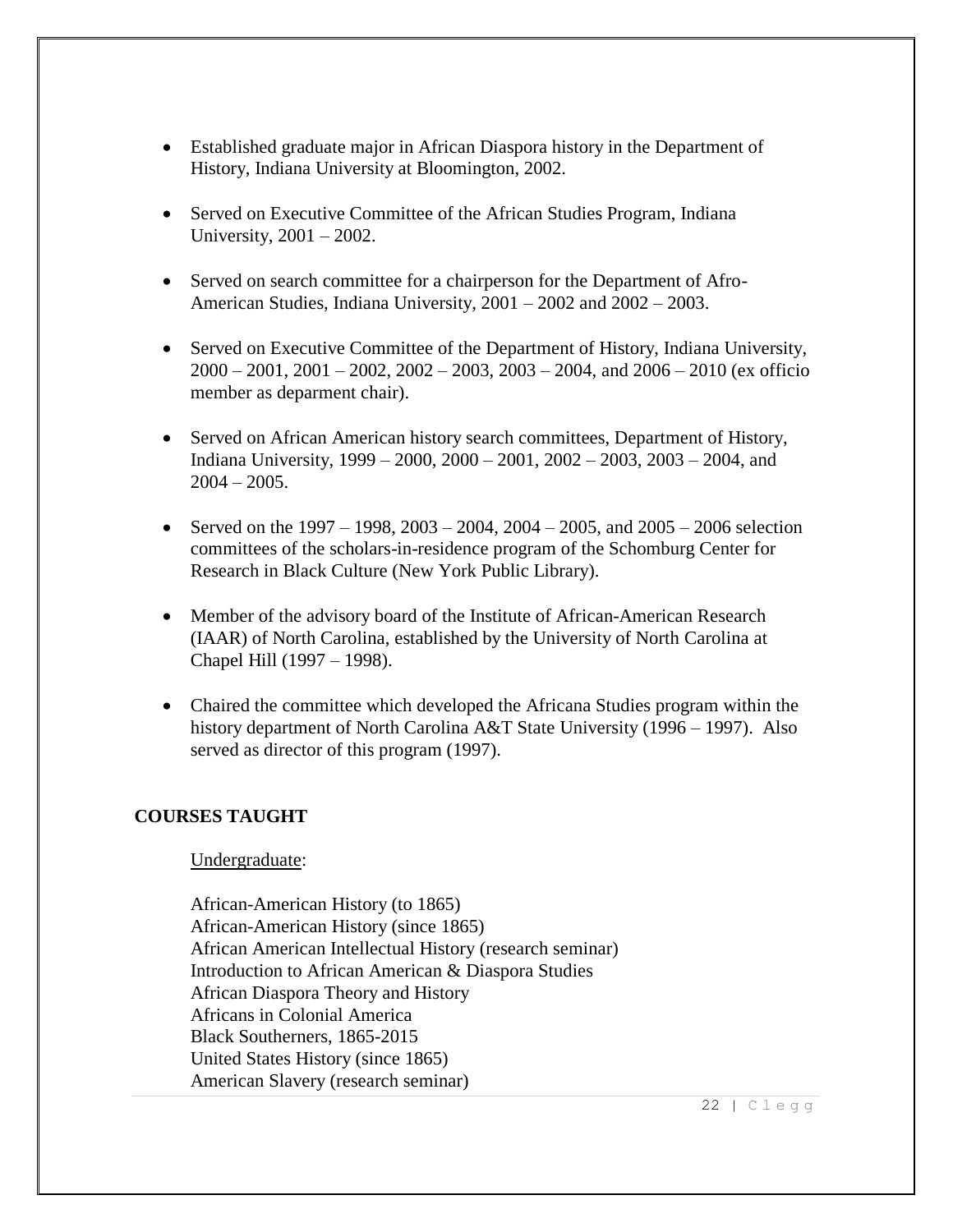- Established graduate major in African Diaspora history in the Department of History, Indiana University at Bloomington, 2002.

- Served on Executive Committee of the African Studies Program, Indiana University, 2001 – 2002.

- Served on search committee for a chairperson for the Department of Afro-American Studies, Indiana University, 2001 – 2002 and 2002 – 2003.

- Served on Executive Committee of the Department of History, Indiana University, 2000 – 2001, 2001 – 2002, 2002 – 2003, 2003 – 2004, and 2006 – 2010 (ex officio member as deparment chair).

- Served on African American history search committees, Department of History, Indiana University, 1999 – 2000, 2000 – 2001, 2002 – 2003, 2003 – 2004, and 2004 – 2005.

- Served on the 1997 – 1998, 2003 – 2004, 2004 – 2005, and 2005 – 2006 selection committees of the scholars-in-residence program of the Schomburg Center for Research in Black Culture (New York Public Library).

- Member of the advisory board of the Institute of African-American Research (IAAR) of North Carolina, established by the University of North Carolina at Chapel Hill (1997 – 1998).

- Chaired the committee which developed the Africana Studies program within the history department of North Carolina A&T State University (1996 – 1997). Also served as director of this program (1997).

**COURSES TAUGHT**

Undergraduate:

African-American History (to 1865)
African-American History (since 1865)
African American Intellectual History (research seminar)
Introduction to African American & Diaspora Studies
African Diaspora Theory and History
Africans in Colonial America
Black Southerners, 1865-2015
United States History (since 1865)
American Slavery (research seminar)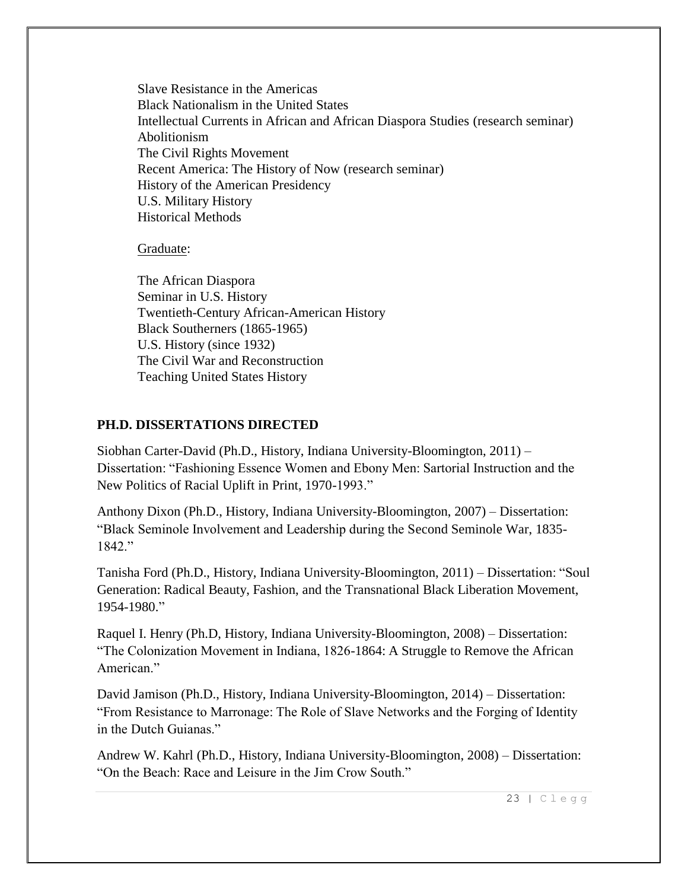Slave Resistance in the Americas
Black Nationalism in the United States
Intellectual Currents in African and African Diaspora Studies (research seminar)
Abolitionism
The Civil Rights Movement
Recent America: The History of Now (research seminar)
History of the American Presidency
U.S. Military History
Historical Methods

Graduate:

The African Diaspora
Seminar in U.S. History
Twentieth-Century African-American History
Black Southerners (1865-1965)
U.S. History (since 1932)
The Civil War and Reconstruction
Teaching United States History

## PH.D. DISSERTATIONS DIRECTED

Siobhan Carter-David (Ph.D., History, Indiana University-Bloomington, 2011) – Dissertation: "Fashioning Essence Women and Ebony Men: Sartorial Instruction and the New Politics of Racial Uplift in Print, 1970-1993."

Anthony Dixon (Ph.D., History, Indiana University-Bloomington, 2007) – Dissertation: "Black Seminole Involvement and Leadership during the Second Seminole War, 1835-1842."

Tanisha Ford (Ph.D., History, Indiana University-Bloomington, 2011) – Dissertation: "Soul Generation: Radical Beauty, Fashion, and the Transnational Black Liberation Movement, 1954-1980."

Raquel I. Henry (Ph.D, History, Indiana University-Bloomington, 2008) – Dissertation: "The Colonization Movement in Indiana, 1826-1864: A Struggle to Remove the African American."

David Jamison (Ph.D., History, Indiana University-Bloomington, 2014) – Dissertation: "From Resistance to Marronage: The Role of Slave Networks and the Forging of Identity in the Dutch Guianas."

Andrew W. Kahrl (Ph.D., History, Indiana University-Bloomington, 2008) – Dissertation: "On the Beach: Race and Leisure in the Jim Crow South."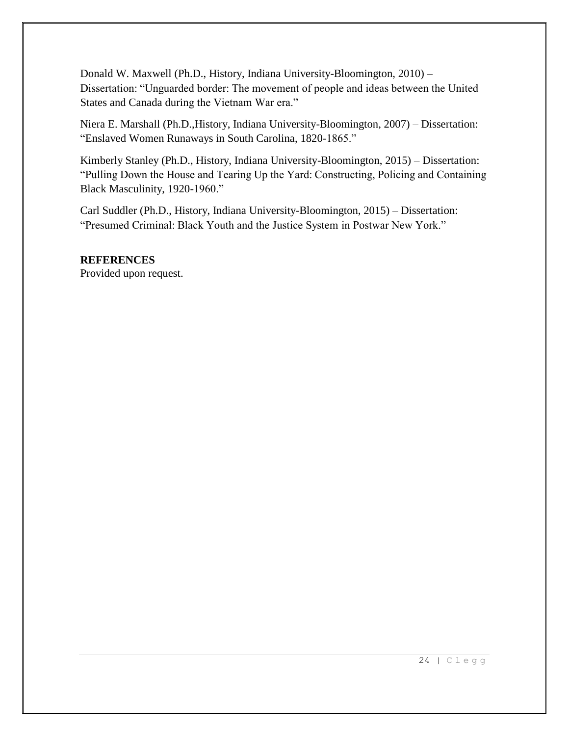Donald W. Maxwell (Ph.D., History, Indiana University-Bloomington, 2010) – Dissertation: "Unguarded border: The movement of people and ideas between the United States and Canada during the Vietnam War era."

Niera E. Marshall (Ph.D.,History, Indiana University-Bloomington, 2007) – Dissertation: "Enslaved Women Runaways in South Carolina, 1820-1865."

Kimberly Stanley (Ph.D., History, Indiana University-Bloomington, 2015) – Dissertation: "Pulling Down the House and Tearing Up the Yard: Constructing, Policing and Containing Black Masculinity, 1920-1960."

Carl Suddler (Ph.D., History, Indiana University-Bloomington, 2015) – Dissertation: "Presumed Criminal: Black Youth and the Justice System in Postwar New York."

**REFERENCES**
Provided upon request.